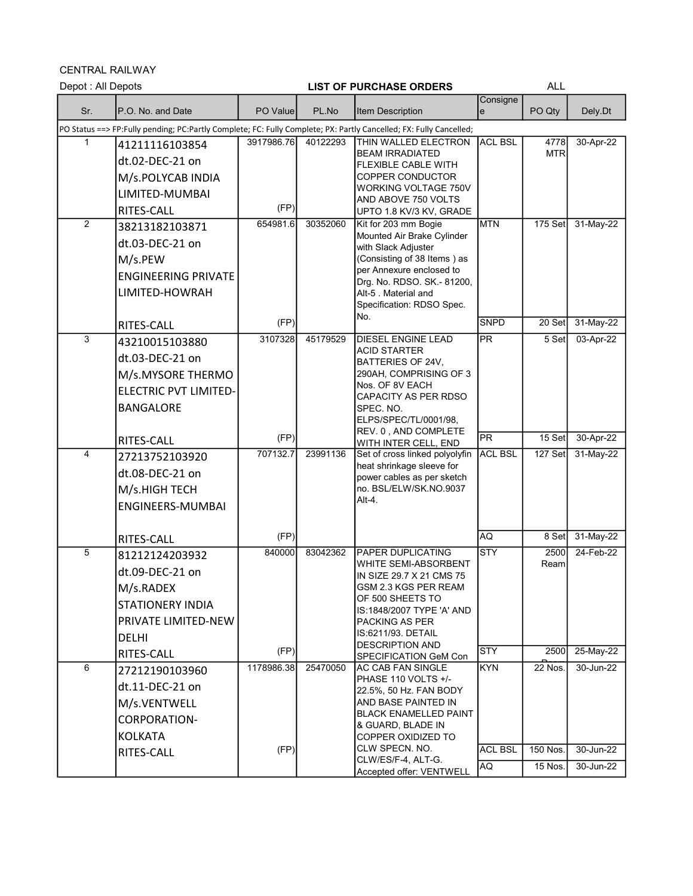CENTRAL RAILWAY

Depot : All Depots

**LIST OF PURCHASE ORDERS** ALL

| Sr. | P.O. No. and Date | PO Value | PL.No | Item Description | Consignee | PO Qty | Dely.Dt |
|---|---|---|---|---|---|---|---|
| PO Status ==> FP:Fully pending; PC:Partly Complete; FC: Fully Complete; PX: Partly Cancelled; FX: Fully Cancelled; | | | | | | | |
| 1 | 41211116103854 dt.02-DEC-21 on M/s.POLYCAB INDIA LIMITED-MUMBAI RITES-CALL | 3917986.76 (FP) | 40122293 | THIN WALLED ELECTRON BEAM IRRADIATED FLEXIBLE CABLE WITH COPPER CONDUCTOR WORKING VOLTAGE 750V AND ABOVE 750 VOLTS UPTO 1.8 KV/3 KV, GRADE | ACL BSL | 4778 MTR | 30-Apr-22 |
| 2 | 38213182103871 dt.03-DEC-21 on M/s.PEW ENGINEERING PRIVATE LIMITED-HOWRAH RITES-CALL | 654981.6 (FP) | 30352060 | Kit for 203 mm Bogie Mounted Air Brake Cylinder with Slack Adjuster (Consisting of 38 Items ) as per Annexure enclosed to Drg. No. RDSO. SK.- 81200, Alt-5 . Material and Specification: RDSO Spec. No. | MTN | 175 Set | 31-May-22 |
| | | | | | SNPD | 20 Set | 31-May-22 |
| 3 | 43210015103880 dt.03-DEC-21 on M/s.MYSORE THERMO ELECTRIC PVT LIMITED-BANGALORE RITES-CALL | 3107328 (FP) | 45179529 | DIESEL ENGINE LEAD ACID STARTER BATTERIES OF 24V, 290AH, COMPRISING OF 3 Nos. OF 8V EACH CAPACITY AS PER RDSO SPEC. NO. ELPS/SPEC/TL/0001/98, REV. 0 , AND COMPLETE WITH INTER CELL, END | PR | 5 Set | 03-Apr-22 |
| | | | | | PR | 15 Set | 30-Apr-22 |
| 4 | 27213752103920 dt.08-DEC-21 on M/s.HIGH TECH ENGINEERS-MUMBAI RITES-CALL | 707132.7 (FP) | 23991136 | Set of cross linked polyolyfin heat shrinkage sleeve for power cables as per sketch no. BSL/ELW/SK.NO.9037 Alt-4. | ACL BSL | 127 Set | 31-May-22 |
| | | | | | AQ | 8 Set | 31-May-22 |
| 5 | 81212124203932 dt.09-DEC-21 on M/s.RADEX STATIONERY INDIA PRIVATE LIMITED-NEW DELHI RITES-CALL | 840000 (FP) | 83042362 | PAPER DUPLICATING WHITE SEMI-ABSORBENT IN SIZE 29.7 X 21 CMS 75 GSM 2.3 KGS PER REAM OF 500 SHEETS TO IS:1848/2007 TYPE 'A' AND PACKING AS PER IS:6211/93. DETAIL DESCRIPTION AND SPECIFICATION GeM Con | STY | 2500 Ream | 24-Feb-22 |
| | | | | | STY | 2500 | 25-May-22 |
| 6 | 27212190103960 dt.11-DEC-21 on M/s.VENTWELL CORPORATION-KOLKATA RITES-CALL | 1178986.38 (FP) | 25470050 | AC CAB FAN SINGLE PHASE 110 VOLTS +/- 22.5%, 50 Hz. FAN BODY AND BASE PAINTED IN BLACK ENAMELLED PAINT & GUARD, BLADE IN COPPER OXIDIZED TO CLW SPECN. NO. CLW/ES/F-4, ALT-G. Accepted offer: VENTWELL | KYN | 22 Nos. | 30-Jun-22 |
| | | | | | ACL BSL | 150 Nos. | 30-Jun-22 |
| | | | | | AQ | 15 Nos. | 30-Jun-22 |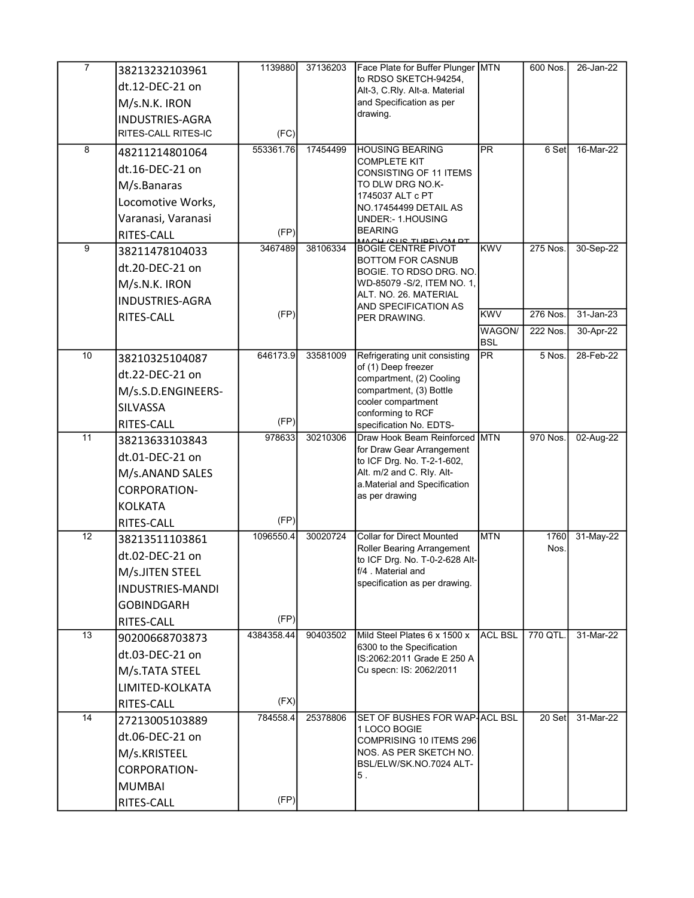| 7 | 38213232103961 dt.12-DEC-21 on M/s.N.K. IRON INDUSTRIES-AGRA RITES-CALL RITES-IC | 1139880 (FC) | 37136203 | Face Plate for Buffer Plunger to RDSO SKETCH-94254, Alt-3, C.Rly. Alt-a. Material and Specification as per drawing. | MTN | 600 Nos. | 26-Jan-22 |
|---|---|---|---|---|---|---|---|
| 8 | 48211214801064 dt.16-DEC-21 on M/s.Banaras Locomotive Works, Varanasi, Varanasi RITES-CALL | 553361.76 (FP) | 17454499 | HOUSING BEARING COMPLETE KIT CONSISTING OF 11 ITEMS TO DLW DRG NO.K-1745037 ALT c PT NO.17454499 DETAIL AS UNDER:- 1.HOUSING BEARING MACH (SUS TUBE) CM PT | PR | 6 Set | 16-Mar-22 |
| 9 | 38211478104033 dt.20-DEC-21 on M/s.N.K. IRON INDUSTRIES-AGRA RITES-CALL | 3467489 (FP) | 38106334 | BOGIE CENTRE PIVOT BOTTOM FOR CASNUB BOGIE. TO RDSO DRG. NO. WD-85079 -S/2, ITEM NO. 1, ALT. NO. 26. MATERIAL AND SPECIFICATION AS PER DRAWING. | KWV | 275 Nos. | 30-Sep-22 |
| | | | | | KWV | 276 Nos. | 31-Jan-23 |
| | | | | | WAGON/ BSL | 222 Nos. | 30-Apr-22 |
| 10 | 38210325104087 dt.22-DEC-21 on M/s.S.D.ENGINEERS-SILVASSA RITES-CALL | 646173.9 (FP) | 33581009 | Refrigerating unit consisting of (1) Deep freezer compartment, (2) Cooling compartment, (3) Bottle cooler compartment conforming to RCF specification No. EDTS- | PR | 5 Nos. | 28-Feb-22 |
| 11 | 38213633103843 dt.01-DEC-21 on M/s.ANAND SALES CORPORATION-KOLKATA RITES-CALL | 978633 (FP) | 30210306 | Draw Hook Beam Reinforced for Draw Gear Arrangement to ICF Drg. No. T-2-1-602, Alt. m/2 and C. Rly. Alt-a.Material and Specification as per drawing | MTN | 970 Nos. | 02-Aug-22 |
| 12 | 38213511103861 dt.02-DEC-21 on M/s.JITEN STEEL INDUSTRIES-MANDI GOBINDGARH RITES-CALL | 1096550.4 (FP) | 30020724 | Collar for Direct Mounted Roller Bearing Arrangement to ICF Drg. No. T-0-2-628 Alt-f/4 . Material and specification as per drawing. | MTN | 1760 Nos. | 31-May-22 |
| 13 | 90200668703873 dt.03-DEC-21 on M/s.TATA STEEL LIMITED-KOLKATA RITES-CALL | 4384358.44 (FX) | 90403502 | Mild Steel Plates 6 x 1500 x 6300 to the Specification IS:2062:2011 Grade E 250 A Cu specn: IS: 2062/2011 | ACL BSL | 770 QTL. | 31-Mar-22 |
| 14 | 27213005103889 dt.06-DEC-21 on M/s.KRISTEEL CORPORATION-MUMBAI RITES-CALL | 784558.4 (FP) | 25378806 | SET OF BUSHES FOR WAP-1 LOCO BOGIE COMPRISING 10 ITEMS 296 NOS. AS PER SKETCH NO. BSL/ELW/SK.NO.7024 ALT-5 . | ACL BSL | 20 Set | 31-Mar-22 |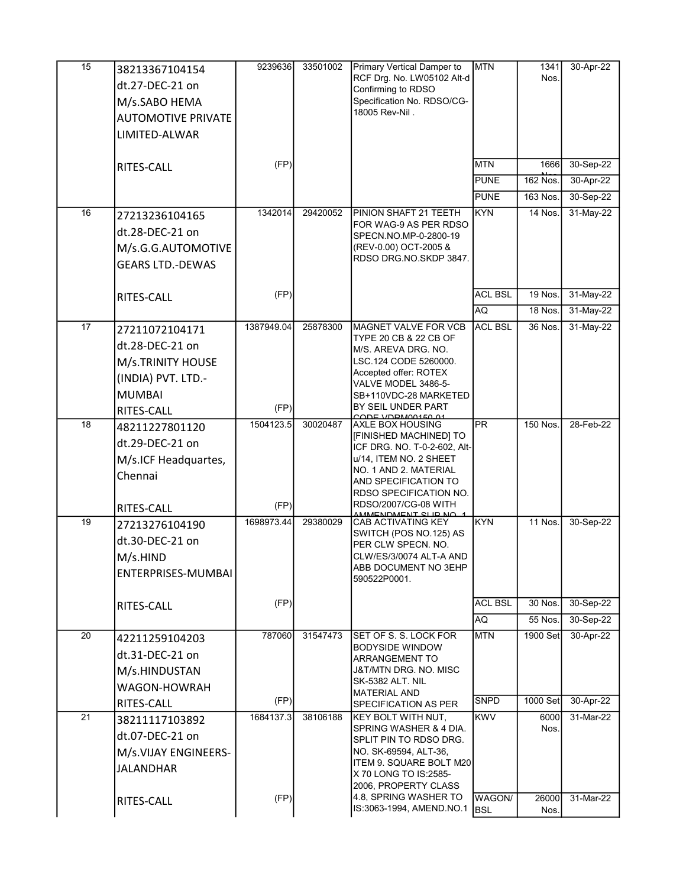| 15 | 38213367104154 dt.27-DEC-21 on M/s.SABO HEMA AUTOMOTIVE PRIVATE LIMITED-ALWAR RITES-CALL | 9239636 (FP) | 33501002 | Primary Vertical Damper to RCF Drg. No. LW05102 Alt-d Confirming to RDSO Specification No. RDSO/CG-18005 Rev-Nil . | MTN | 1341 Nos. | 30-Apr-22 |
|---|---|---|---|---|---|---|---|
| | | | | | MTN | 1666 Nos. | 30-Sep-22 |
| | | | | | PUNE | 162 Nos. | 30-Apr-22 |
| | | | | | PUNE | 163 Nos. | 30-Sep-22 |
| 16 | 27213236104165 dt.28-DEC-21 on M/s.G.G.AUTOMOTIVE GEARS LTD.-DEWAS RITES-CALL | 1342014 (FP) | 29420052 | PINION SHAFT 21 TEETH FOR WAG-9 AS PER RDSO SPECN.NO.MP-0-2800-19 (REV-0.00) OCT-2005 & RDSO DRG.NO.SKDP 3847. | KYN | 14 Nos. | 31-May-22 |
| | | | | | ACL BSL | 19 Nos. | 31-May-22 |
| | | | | | AQ | 18 Nos. | 31-May-22 |
| 17 | 27211072104171 dt.28-DEC-21 on M/s.TRINITY HOUSE (INDIA) PVT. LTD.-MUMBAI RITES-CALL | 1387949.04 (FP) | 25878300 | MAGNET VALVE FOR VCB TYPE 20 CB & 22 CB OF M/S. AREVA DRG. NO. LSC.124 CODE 5260000. Accepted offer: ROTEX VALVE MODEL 3486-5-SB+110VDC-28 MARKETED BY SEIL UNDER PART CODE VDPM00150 01 | ACL BSL | 36 Nos. | 31-May-22 |
| 18 | 48211227801120 dt.29-DEC-21 on M/s.ICF Headquartes, Chennai RITES-CALL | 1504123.5 (FP) | 30020487 | AXLE BOX HOUSING [FINISHED MACHINED] TO ICF DRG. NO. T-0-2-602, Alt-u/14, ITEM NO. 2 SHEET NO. 1 AND 2. MATERIAL AND SPECIFICATION TO RDSO SPECIFICATION NO. RDSO/2007/CG-08 WITH AMMENDMENT SLIP NO. 1 | PR | 150 Nos. | 28-Feb-22 |
| 19 | 27213276104190 dt.30-DEC-21 on M/s.HIND ENTERPRISES-MUMBAI RITES-CALL | 1698973.44 (FP) | 29380029 | CAB ACTIVATING KEY SWITCH (POS NO.125) AS PER CLW SPECN. NO. CLW/ES/3/0074 ALT-A AND ABB DOCUMENT NO 3EHP 590522P0001. | KYN | 11 Nos. | 30-Sep-22 |
| | | | | | ACL BSL | 30 Nos. | 30-Sep-22 |
| | | | | | AQ | 55 Nos. | 30-Sep-22 |
| 20 | 42211259104203 dt.31-DEC-21 on M/s.HINDUSTAN WAGON-HOWRAH RITES-CALL | 787060 (FP) | 31547473 | SET OF S. S. LOCK FOR BODYSIDE WINDOW ARRANGEMENT TO J&T/MTN DRG. NO. MISC SK-5382 ALT. NIL MATERIAL AND SPECIFICATION AS PER | MTN | 1900 Set | 30-Apr-22 |
| | | | | | SNPD | 1000 Set | 30-Apr-22 |
| 21 | 38211117103892 dt.07-DEC-21 on M/s.VIJAY ENGINEERS-JALANDHAR RITES-CALL | 1684137.3 (FP) | 38106188 | KEY BOLT WITH NUT, SPRING WASHER & 4 DIA. SPLIT PIN TO RDSO DRG. NO. SK-69594, ALT-36, ITEM 9. SQUARE BOLT M20 X 70 LONG TO IS:2585-2006, PROPERTY CLASS 4.8, SPRING WASHER TO IS:3063-1994, AMEND.NO.1 | KWV | 6000 Nos. | 31-Mar-22 |
| | | | | | WAGON/ BSL | 26000 Nos. | 31-Mar-22 |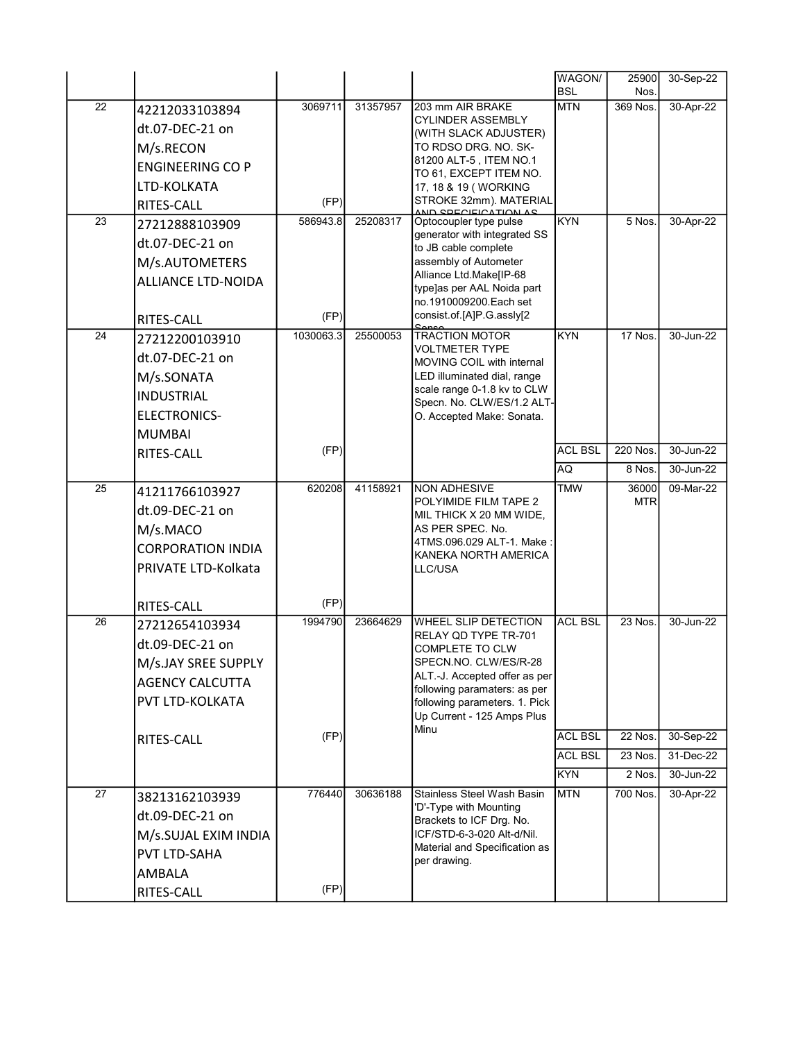| | | | | | | | |
|---|---|---|---|---|---|---|---|
| | | | | | WAGON/ BSL | 25900 Nos. | 30-Sep-22 |
| 22 | 42212033103894 dt.07-DEC-21 on M/s.RECON ENGINEERING CO P LTD-KOLKATA RITES-CALL | 3069711 (FP) | 31357957 | 203 mm AIR BRAKE CYLINDER ASSEMBLY (WITH SLACK ADJUSTER) TO RDSO DRG. NO. SK-81200 ALT-5 , ITEM NO.1 TO 61, EXCEPT ITEM NO. 17, 18 & 19 ( WORKING STROKE 32mm). MATERIAL AND SPECIFICATION AS | MTN | 369 Nos. | 30-Apr-22 |
| 23 | 27212888103909 dt.07-DEC-21 on M/s.AUTOMETERS ALLIANCE LTD-NOIDA RITES-CALL | 586943.8 (FP) | 25208317 | Optocoupler type pulse generator with integrated SS to JB cable complete assembly of Autometer Alliance Ltd.Make[IP-68 type]as per AAL Noida part no.1910009200.Each set consist.of.[A]P.G.assly[2 Sense | KYN | 5 Nos. | 30-Apr-22 |
| 24 | 27212200103910 dt.07-DEC-21 on M/s.SONATA INDUSTRIAL ELECTRONICS-MUMBAI RITES-CALL | 1030063.3 (FP) | 25500053 | TRACTION MOTOR VOLTMETER TYPE MOVING COIL with internal LED illuminated dial, range scale range 0-1.8 kv to CLW Specn. No. CLW/ES/1.2 ALT-O. Accepted Make: Sonata. | KYN | 17 Nos. | 30-Jun-22 |
| | | | | | ACL BSL | 220 Nos. | 30-Jun-22 |
| | | | | | AQ | 8 Nos. | 30-Jun-22 |
| 25 | 41211766103927 dt.09-DEC-21 on M/s.MACO CORPORATION INDIA PRIVATE LTD-Kolkata RITES-CALL | 620208 (FP) | 41158921 | NON ADHESIVE POLYIMIDE FILM TAPE 2 MIL THICK X 20 MM WIDE, AS PER SPEC. No. 4TMS.096.029 ALT-1. Make : KANEKA NORTH AMERICA LLC/USA | TMW | 36000 MTR | 09-Mar-22 |
| 26 | 27212654103934 dt.09-DEC-21 on M/s.JAY SREE SUPPLY AGENCY CALCUTTA PVT LTD-KOLKATA RITES-CALL | 1994790 (FP) | 23664629 | WHEEL SLIP DETECTION RELAY QD TYPE TR-701 COMPLETE TO CLW SPECN.NO. CLW/ES/R-28 ALT.-J. Accepted offer as per following paramaters: as per following parameters. 1. Pick Up Current - 125 Amps Plus Minu | ACL BSL | 23 Nos. | 30-Jun-22 |
| | | | | | ACL BSL | 22 Nos. | 30-Sep-22 |
| | | | | | ACL BSL | 23 Nos. | 31-Dec-22 |
| | | | | | KYN | 2 Nos. | 30-Jun-22 |
| 27 | 38213162103939 dt.09-DEC-21 on M/s.SUJAL EXIM INDIA PVT LTD-SAHA AMBALA RITES-CALL | 776440 (FP) | 30636188 | Stainless Steel Wash Basin 'D'-Type with Mounting Brackets to ICF Drg. No. ICF/STD-6-3-020 Alt-d/Nil. Material and Specification as per drawing. | MTN | 700 Nos. | 30-Apr-22 |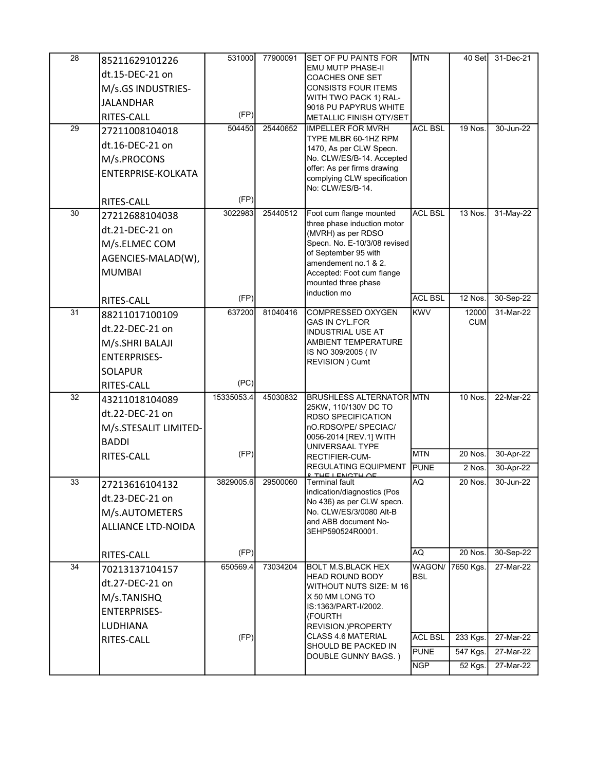| 28 | 85211629101226 dt.15-DEC-21 on M/s.GS INDUSTRIES-JALANDHAR RITES-CALL | 531000 (FP) | 77900091 | SET OF PU PAINTS FOR EMU MUTP PHASE-II COACHES ONE SET CONSISTS FOUR ITEMS WITH TWO PACK 1) RAL-9018 PU PAPYRUS WHITE METALLIC FINISH QTY/SET | MTN | 40 Set | 31-Dec-21 |
|---|---|---|---|---|---|---|---|
| 29 | 27211008104018 dt.16-DEC-21 on M/s.PROCONS ENTERPRISE-KOLKATA RITES-CALL | 504450 (FP) | 25440652 | IMPELLER FOR MVRH TYPE MLBR 60-1HZ RPM 1470, As per CLW Specn. No. CLW/ES/B-14. Accepted offer: As per firms drawing complying CLW specification No: CLW/ES/B-14. | ACL BSL | 19 Nos. | 30-Jun-22 |
| 30 | 27212688104038 dt.21-DEC-21 on M/s.ELMEC COM AGENCIES-MALAD(W), MUMBAI RITES-CALL | 3022983 (FP) | 25440512 | Foot cum flange mounted three phase induction motor (MVRH) as per RDSO Specn. No. E-10/3/08 revised of September 95 with amendement no.1 & 2. Accepted: Foot cum flange mounted three phase induction mo | ACL BSL | 13 Nos. | 31-May-22 |
| | | | | | ACL BSL | 12 Nos. | 30-Sep-22 |
| 31 | 88211017100109 dt.22-DEC-21 on M/s.SHRI BALAJI ENTERPRISES-SOLAPUR RITES-CALL | 637200 (PC) | 81040416 | COMPRESSED OXYGEN GAS IN CYL.FOR INDUSTRIAL USE AT AMBIENT TEMPERATURE IS NO 309/2005 ( IV REVISION ) Cumt | KWV | 12000 CUM | 31-Mar-22 |
| 32 | 43211018104089 dt.22-DEC-21 on M/s.STESALIT LIMITED-BADDI RITES-CALL | 15335053.4 (FP) | 45030832 | BRUSHLESS ALTERNATOR 25KW, 110/130V DC TO RDSO SPECIFICATION nO.RDSO/PE/ SPECIAC/ 0056-2014 [REV.1] WITH UNIVERSAAL TYPE RECTIFIER-CUM-REGULATING EQUIPMENT & THE LENGTH OF | MTN | 10 Nos. | 22-Mar-22 |
| | | | | | MTN | 20 Nos. | 30-Apr-22 |
| | | | | | PUNE | 2 Nos. | 30-Apr-22 |
| 33 | 27213616104132 dt.23-DEC-21 on M/s.AUTOMETERS ALLIANCE LTD-NOIDA RITES-CALL | 3829005.6 (FP) | 29500060 | Terminal fault indication/diagnostics (Pos No 436) as per CLW specn. No. CLW/ES/3/0080 Alt-B and ABB document No-3EHP590524R0001. | AQ | 20 Nos. | 30-Jun-22 |
| | | | | | AQ | 20 Nos. | 30-Sep-22 |
| 34 | 70213137104157 dt.27-DEC-21 on M/s.TANISHQ ENTERPRISES-LUDHIANA RITES-CALL | 650569.4 (FP) | 73034204 | BOLT M.S.BLACK HEX HEAD ROUND BODY WITHOUT NUTS SIZE: M 16 X 50 MM LONG TO IS:1363/PART-I/2002. (FOURTH REVISION.)PROPERTY CLASS 4.6 MATERIAL SHOULD BE PACKED IN DOUBLE GUNNY BAGS. ) | WAGON/ BSL | 7650 Kgs. | 27-Mar-22 |
| | | | | | ACL BSL | 233 Kgs. | 27-Mar-22 |
| | | | | | PUNE | 547 Kgs. | 27-Mar-22 |
| | | | | | NGP | 52 Kgs. | 27-Mar-22 |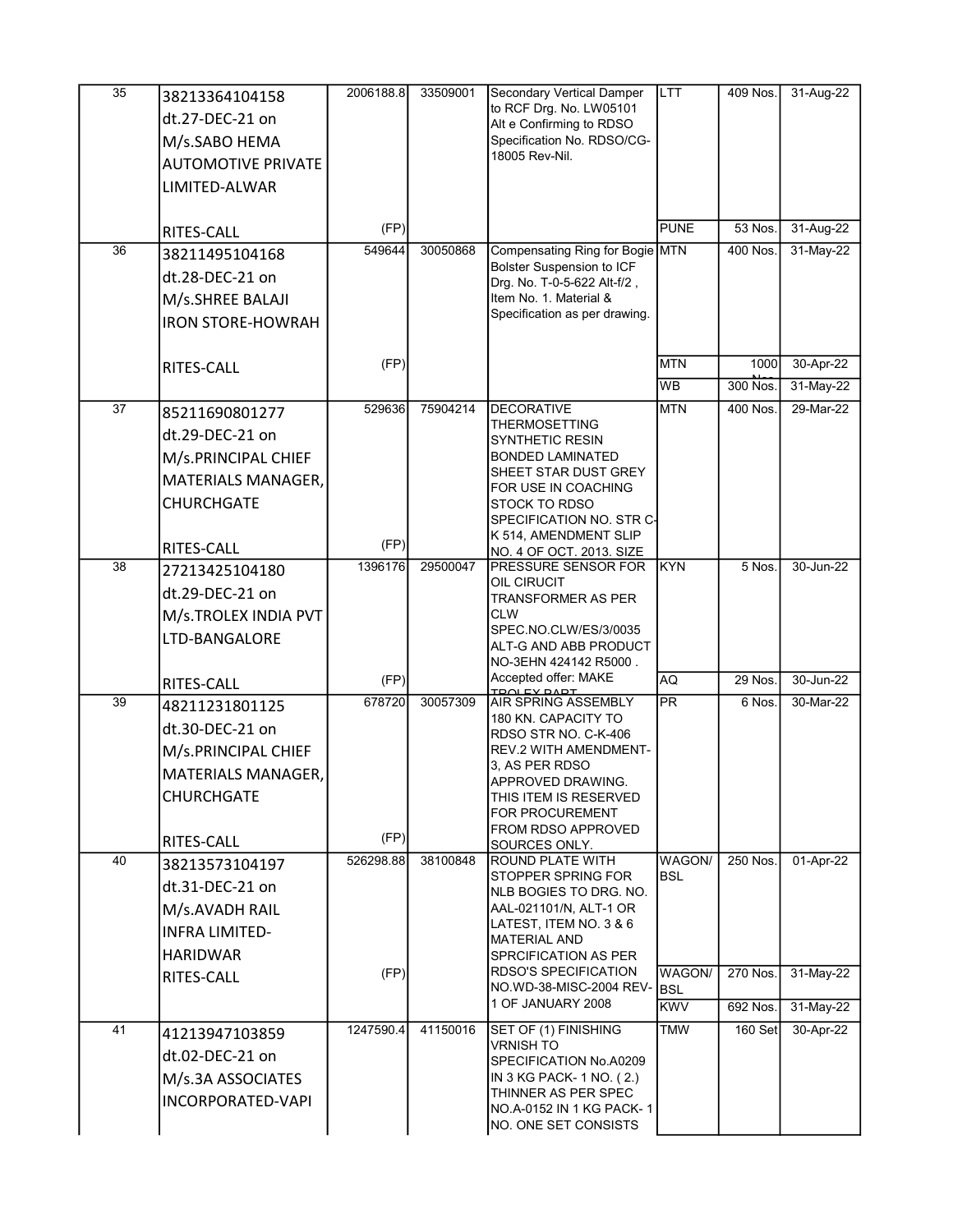| 35 | 38213364104158 dt.27-DEC-21 on M/s.SABO HEMA AUTOMOTIVE PRIVATE LIMITED-ALWAR RITES-CALL | 2006188.8 (FP) | 33509001 | Secondary Vertical Damper to RCF Drg. No. LW05101 Alt e Confirming to RDSO Specification No. RDSO/CG-18005 Rev-Nil. | LTT | 409 Nos. | 31-Aug-22 |
|---|---|---|---|---|---|---|---|
| | | | | | PUNE | 53 Nos. | 31-Aug-22 |
| 36 | 38211495104168 dt.28-DEC-21 on M/s.SHREE BALAJI IRON STORE-HOWRAH RITES-CALL | 549644 (FP) | 30050868 | Compensating Ring for Bogie Bolster Suspension to ICF Drg. No. T-0-5-622 Alt-f/2 , Item No. 1. Material & Specification as per drawing. | MTN | 400 Nos. | 31-May-22 |
| | | | | | MTN | 1000 Nos | 30-Apr-22 |
| | | | | | WB | 300 Nos. | 31-May-22 |
| 37 | 85211690801277 dt.29-DEC-21 on M/s.PRINCIPAL CHIEF MATERIALS MANAGER, CHURCHGATE RITES-CALL | 529636 (FP) | 75904214 | DECORATIVE THERMOSETTING SYNTHETIC RESIN BONDED LAMINATED SHEET STAR DUST GREY FOR USE IN COACHING STOCK TO RDSO SPECIFICATION NO. STR C-K 514, AMENDMENT SLIP NO. 4 OF OCT. 2013. SIZE | MTN | 400 Nos. | 29-Mar-22 |
| 38 | 27213425104180 dt.29-DEC-21 on M/s.TROLEX INDIA PVT LTD-BANGALORE RITES-CALL | 1396176 (FP) | 29500047 | PRESSURE SENSOR FOR OIL CIRUCIT TRANSFORMER AS PER CLW SPEC.NO.CLW/ES/3/0035 ALT-G AND ABB PRODUCT NO-3EHN 424142 R5000 . Accepted offer: MAKE TROLEX PART | KYN | 5 Nos. | 30-Jun-22 |
| | | | | | AQ | 29 Nos. | 30-Jun-22 |
| 39 | 48211231801125 dt.30-DEC-21 on M/s.PRINCIPAL CHIEF MATERIALS MANAGER, CHURCHGATE RITES-CALL | 678720 (FP) | 30057309 | AIR SPRING ASSEMBLY 180 KN. CAPACITY TO RDSO STR NO. C-K-406 REV.2 WITH AMENDMENT-3, AS PER RDSO APPROVED DRAWING. THIS ITEM IS RESERVED FOR PROCUREMENT FROM RDSO APPROVED SOURCES ONLY. | PR | 6 Nos. | 30-Mar-22 |
| 40 | 38213573104197 dt.31-DEC-21 on M/s.AVADH RAIL INFRA LIMITED-HARIDWAR RITES-CALL | 526298.88 (FP) | 38100848 | ROUND PLATE WITH STOPPER SPRING FOR NLB BOGIES TO DRG. NO. AAL-021101/N, ALT-1 OR LATEST, ITEM NO. 3 & 6 MATERIAL AND SPRCIFICATION AS PER RDSO'S SPECIFICATION NO.WD-38-MISC-2004 REV-1 OF JANUARY 2008 | WAGON/ BSL | 250 Nos. | 01-Apr-22 |
| | | | | | WAGON/ BSL | 270 Nos. | 31-May-22 |
| | | | | | KWV | 692 Nos. | 31-May-22 |
| 41 | 41213947103859 dt.02-DEC-21 on M/s.3A ASSOCIATES INCORPORATED-VAPI | 1247590.4 | 41150016 | SET OF (1) FINISHING VRNISH TO SPECIFICATION No.A0209 IN 3 KG PACK- 1 NO. ( 2.) THINNER AS PER SPEC NO.A-0152 IN 1 KG PACK- 1 NO. ONE SET CONSISTS | TMW | 160 Set | 30-Apr-22 |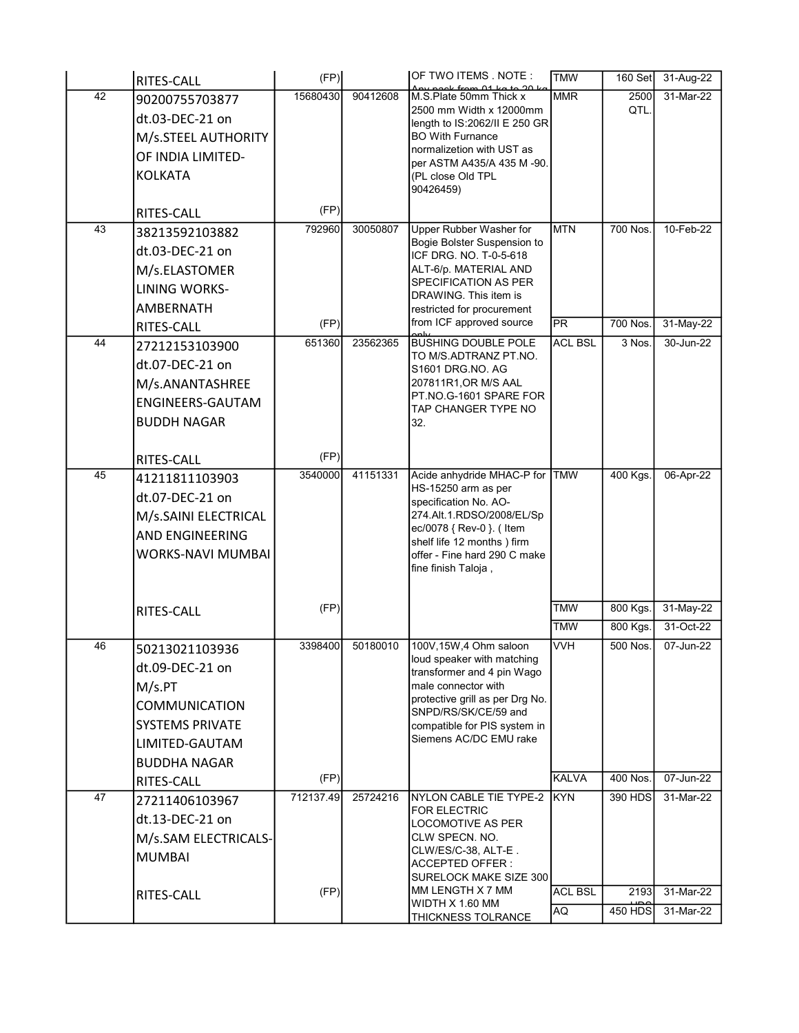| | | | | | | | |
|---|---|---|---|---|---|---|---|
| | RITES-CALL | (FP) | | OF TWO ITEMS . NOTE : Any pack from 01 kg to 20 kg | TMW | 160 Set | 31-Aug-22 |
| 42 | 90200755703877 dt.03-DEC-21 on M/s.STEEL AUTHORITY OF INDIA LIMITED-KOLKATA RITES-CALL | 15680430 (FP) | 90412608 | M.S.Plate 50mm Thick x 2500 mm Width x 12000mm length to IS:2062/II E 250 GR BO With Furnance normalizetion with UST as per ASTM A435/A 435 M -90. (PL close Old TPL 90426459) | MMR | 2500 QTL. | 31-Mar-22 |
| 43 | 38213592103882 dt.03-DEC-21 on M/s.ELASTOMER LINING WORKS-AMBERNATH RITES-CALL | 792960 (FP) | 30050807 | Upper Rubber Washer for Bogie Bolster Suspension to ICF DRG. NO. T-0-5-618 ALT-6/p. MATERIAL AND SPECIFICATION AS PER DRAWING. This item is restricted for procurement from ICF approved source only | MTN | 700 Nos. | 10-Feb-22 |
| | | | | | PR | 700 Nos. | 31-May-22 |
| 44 | 27212153103900 dt.07-DEC-21 on M/s.ANANTASHREE ENGINEERS-GAUTAM BUDDH NAGAR RITES-CALL | 651360 (FP) | 23562365 | BUSHING DOUBLE POLE TO M/S.ADTRANZ PT.NO. S1601 DRG.NO. AG 207811R1,OR M/S AAL PT.NO.G-1601 SPARE FOR TAP CHANGER TYPE NO 32. | ACL BSL | 3 Nos. | 30-Jun-22 |
| 45 | 41211811103903 dt.07-DEC-21 on M/s.SAINI ELECTRICAL AND ENGINEERING WORKS-NAVI MUMBAI RITES-CALL | 3540000 (FP) | 41151331 | Acide anhydride MHAC-P for HS-15250 arm as per specification No. AO-274.Alt.1.RDSO/2008/EL/Spec/0078 { Rev-0 }. ( Item shelf life 12 months ) firm offer - Fine hard 290 C make fine finish Taloja , | TMW | 400 Kgs. | 06-Apr-22 |
| | | | | | TMW | 800 Kgs. | 31-May-22 |
| | | | | | TMW | 800 Kgs. | 31-Oct-22 |
| 46 | 50213021103936 dt.09-DEC-21 on M/s.PT COMMUNICATION SYSTEMS PRIVATE LIMITED-GAUTAM BUDDHA NAGAR RITES-CALL | 3398400 (FP) | 50180010 | 100V,15W,4 Ohm saloon loud speaker with matching transformer and 4 pin Wago male connector with protective grill as per Drg No. SNPD/RS/SK/CE/59 and compatible for PIS system in Siemens AC/DC EMU rake | VVH | 500 Nos. | 07-Jun-22 |
| | | | | | KALVA | 400 Nos. | 07-Jun-22 |
| 47 | 27211406103967 dt.13-DEC-21 on M/s.SAM ELECTRICALS-MUMBAI RITES-CALL | 712137.49 (FP) | 25724216 | NYLON CABLE TIE TYPE-2 FOR ELECTRIC LOCOMOTIVE AS PER CLW SPECN. NO. CLW/ES/C-38, ALT-E . ACCEPTED OFFER : SURELOCK MAKE SIZE 300 MM LENGTH X 7 MM WIDTH X 1.60 MM THICKNESS TOLRANCE | KYN | 390 HDS | 31-Mar-22 |
| | | | | | ACL BSL | 2193 HDS | 31-Mar-22 |
| | | | | | AQ | 450 HDS | 31-Mar-22 |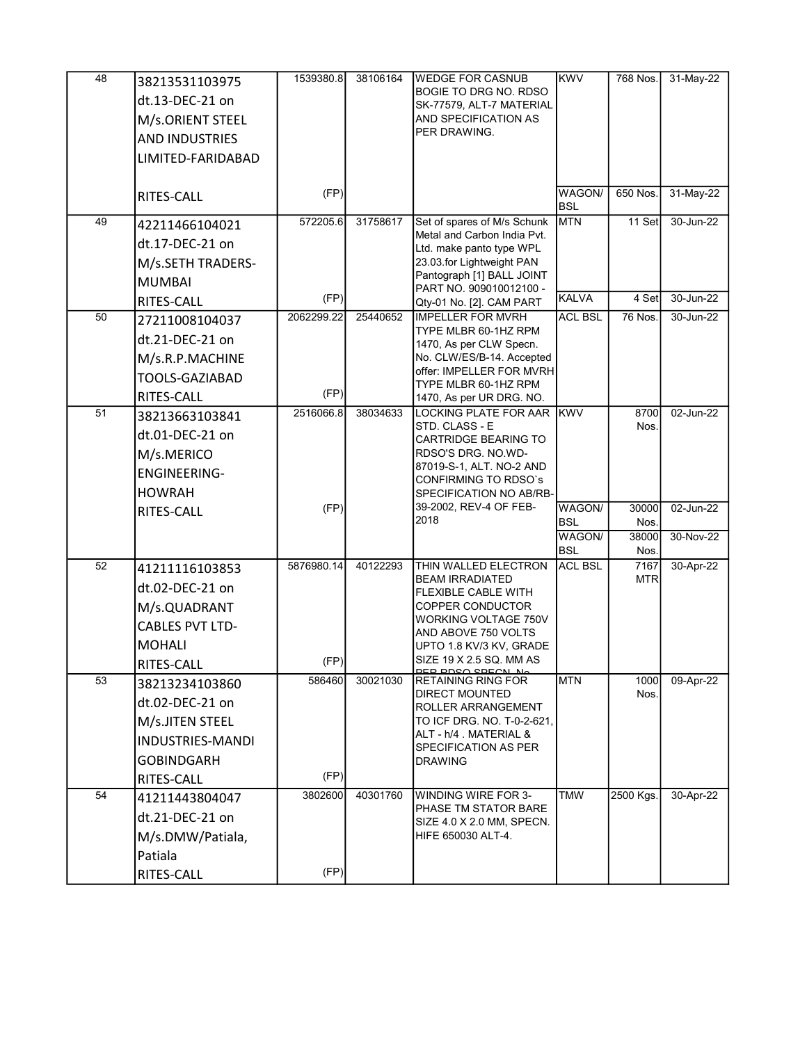| | | | | | | | |
|---|---|---|---|---|---|---|---|
| 48 | 38213531103975 dt.13-DEC-21 on M/s.ORIENT STEEL AND INDUSTRIES LIMITED-FARIDABAD | 1539380.8 | 38106164 | WEDGE FOR CASNUB BOGIE TO DRG NO. RDSO SK-77579, ALT-7 MATERIAL AND SPECIFICATION AS PER DRAWING. | KWV | 768 Nos. | 31-May-22 |
| | RITES-CALL | (FP) | | | WAGON/ BSL | 650 Nos. | 31-May-22 |
| 49 | 42211466104021 dt.17-DEC-21 on M/s.SETH TRADERS-MUMBAI | 572205.6 | 31758617 | Set of spares of M/s Schunk Metal and Carbon India Pvt. Ltd. make panto type WPL 23.03.for Lightweight PAN Pantograph [1] BALL JOINT PART NO. 909010012100 - | MTN | 11 Set | 30-Jun-22 |
| | RITES-CALL | (FP) | | Qty-01 No. [2]. CAM PART | KALVA | 4 Set | 30-Jun-22 |
| 50 | 27211008104037 dt.21-DEC-21 on M/s.R.P.MACHINE TOOLS-GAZIABAD RITES-CALL | 2062299.22 (FP) | 25440652 | IMPELLER FOR MVRH TYPE MLBR 60-1HZ RPM 1470, As per CLW Specn. No. CLW/ES/B-14. Accepted offer: IMPELLER FOR MVRH TYPE MLBR 60-1HZ RPM 1470, As per UR DRG. NO. | ACL BSL | 76 Nos. | 30-Jun-22 |
| 51 | 38213663103841 dt.01-DEC-21 on M/s.MERICO ENGINEERING-HOWRAH | 2516066.8 | 38034633 | LOCKING PLATE FOR AAR STD. CLASS - E CARTRIDGE BEARING TO RDSO'S DRG. NO.WD-87019-S-1, ALT. NO-2 AND CONFIRMING TO RDSO`s SPECIFICATION NO AB/RB-39-2002, REV-4 OF FEB-2018 | KWV | 8700 Nos. | 02-Jun-22 |
| | RITES-CALL | (FP) | | | WAGON/ BSL | 30000 Nos. | 02-Jun-22 |
| | | | | | WAGON/ BSL | 38000 Nos. | 30-Nov-22 |
| 52 | 41211116103853 dt.02-DEC-21 on M/s.QUADRANT CABLES PVT LTD-MOHALI RITES-CALL | 5876980.14 (FP) | 40122293 | THIN WALLED ELECTRON BEAM IRRADIATED FLEXIBLE CABLE WITH COPPER CONDUCTOR WORKING VOLTAGE 750V AND ABOVE 750 VOLTS UPTO 1.8 KV/3 KV, GRADE SIZE 19 X 2.5 SQ. MM AS PER RDSO SPECN. No. | ACL BSL | 7167 MTR | 30-Apr-22 |
| 53 | 38213234103860 dt.02-DEC-21 on M/s.JITEN STEEL INDUSTRIES-MANDI GOBINDGARH RITES-CALL | 586460 (FP) | 30021030 | RETAINING RING FOR DIRECT MOUNTED ROLLER ARRANGEMENT TO ICF DRG. NO. T-0-2-621, ALT - h/4 . MATERIAL & SPECIFICATION AS PER DRAWING | MTN | 1000 Nos. | 09-Apr-22 |
| 54 | 41211443804047 dt.21-DEC-21 on M/s.DMW/Patiala, Patiala RITES-CALL | 3802600 (FP) | 40301760 | WINDING WIRE FOR 3-PHASE TM STATOR BARE SIZE 4.0 X 2.0 MM, SPECN. HIFE 650030 ALT-4. | TMW | 2500 Kgs. | 30-Apr-22 |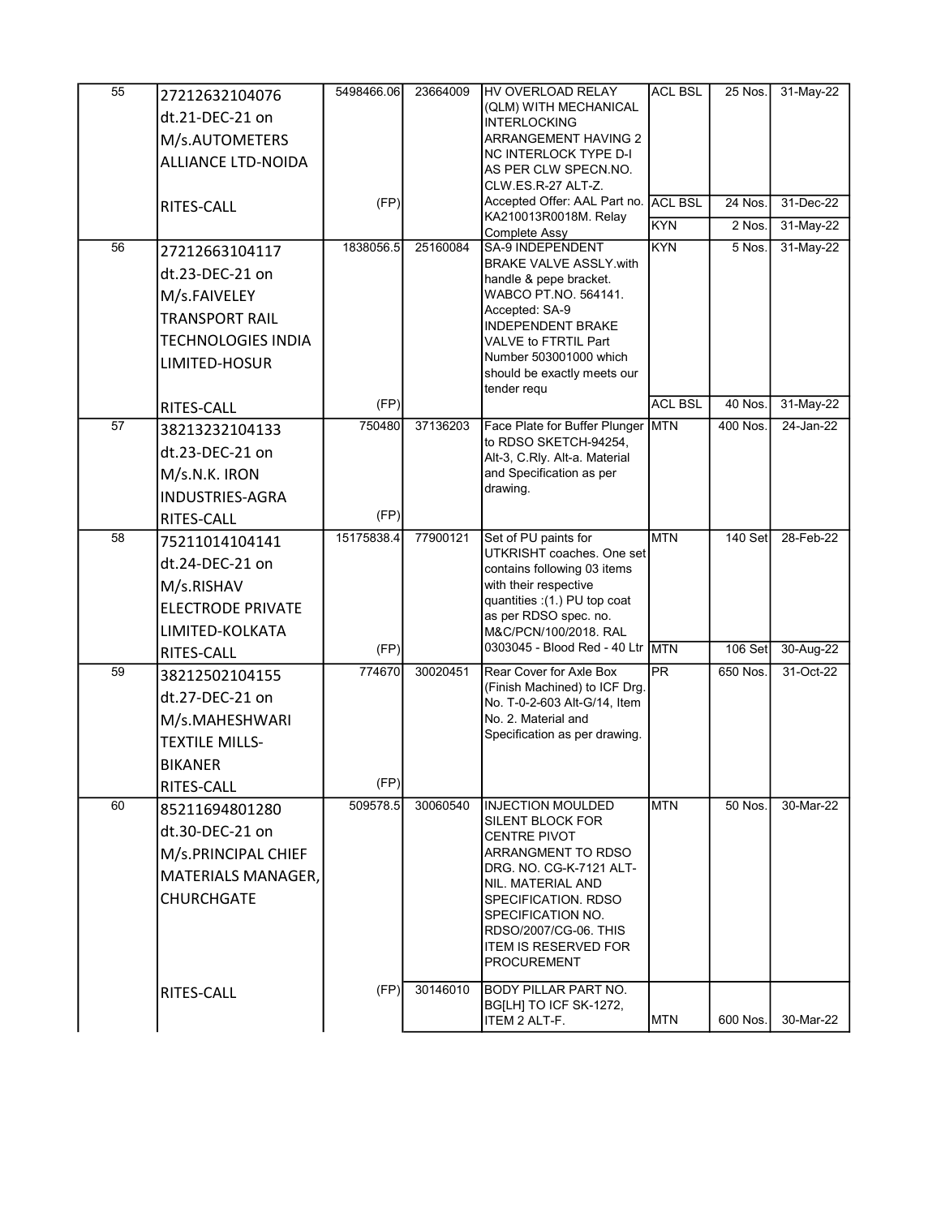| | | | | | | | |
|---|---|---|---|---|---|---|---|
| 55 | 27212632104076 dt.21-DEC-21 on M/s.AUTOMETERS ALLIANCE LTD-NOIDA | 5498466.06 | 23664009 | HV OVERLOAD RELAY (QLM) WITH MECHANICAL INTERLOCKING ARRANGEMENT HAVING 2 NC INTERLOCK TYPE D-I AS PER CLW SPECN.NO. CLW.ES.R-27 ALT-Z. | ACL BSL | 25 Nos. | 31-May-22 |
| | RITES-CALL | (FP) | | Accepted Offer: AAL Part no. KA210013R0018M. Relay Complete Assy | ACL BSL | 24 Nos. | 31-Dec-22 |
| | | | | | KYN | 2 Nos. | 31-May-22 |
| 56 | 27212663104117 dt.23-DEC-21 on M/s.FAIVELEY TRANSPORT RAIL TECHNOLOGIES INDIA LIMITED-HOSUR | 1838056.5 | 25160084 | SA-9 INDEPENDENT BRAKE VALVE ASSLY.with handle & pepe bracket. WABCO PT.NO. 564141. Accepted: SA-9 INDEPENDENT BRAKE VALVE to FTRTIL Part Number 503001000 which should be exactly meets our tender requ | KYN | 5 Nos. | 31-May-22 |
| | RITES-CALL | (FP) | | | ACL BSL | 40 Nos. | 31-May-22 |
| 57 | 38213232104133 dt.23-DEC-21 on M/s.N.K. IRON INDUSTRIES-AGRA RITES-CALL | 750480 (FP) | 37136203 | Face Plate for Buffer Plunger to RDSO SKETCH-94254, Alt-3, C.Rly. Alt-a. Material and Specification as per drawing. | MTN | 400 Nos. | 24-Jan-22 |
| 58 | 75211014104141 dt.24-DEC-21 on M/s.RISHAV ELECTRODE PRIVATE LIMITED-KOLKATA | 15175838.4 | 77900121 | Set of PU paints for UTKRISHT coaches. One set contains following 03 items with their respective quantities :(1.) PU top coat as per RDSO spec. no. M&C/PCN/100/2018. RAL | MTN | 140 Set | 28-Feb-22 |
| | RITES-CALL | (FP) | | 0303045 - Blood Red - 40 Ltr | MTN | 106 Set | 30-Aug-22 |
| 59 | 38212502104155 dt.27-DEC-21 on M/s.MAHESHWARI TEXTILE MILLS-BIKANER RITES-CALL | 774670 (FP) | 30020451 | Rear Cover for Axle Box (Finish Machined) to ICF Drg. No. T-0-2-603 Alt-G/14, Item No. 2. Material and Specification as per drawing. | PR | 650 Nos. | 31-Oct-22 |
| 60 | 85211694801280 dt.30-DEC-21 on M/s.PRINCIPAL CHIEF MATERIALS MANAGER, CHURCHGATE | 509578.5 | 30060540 | INJECTION MOULDED SILENT BLOCK FOR CENTRE PIVOT ARRANGMENT TO RDSO DRG. NO. CG-K-7121 ALT-NIL. MATERIAL AND SPECIFICATION. RDSO SPECIFICATION NO. RDSO/2007/CG-06. THIS ITEM IS RESERVED FOR PROCUREMENT | MTN | 50 Nos. | 30-Mar-22 |
| | RITES-CALL | (FP) | 30146010 | BODY PILLAR PART NO. BG[LH] TO ICF SK-1272, ITEM 2 ALT-F. | MTN | 600 Nos. | 30-Mar-22 |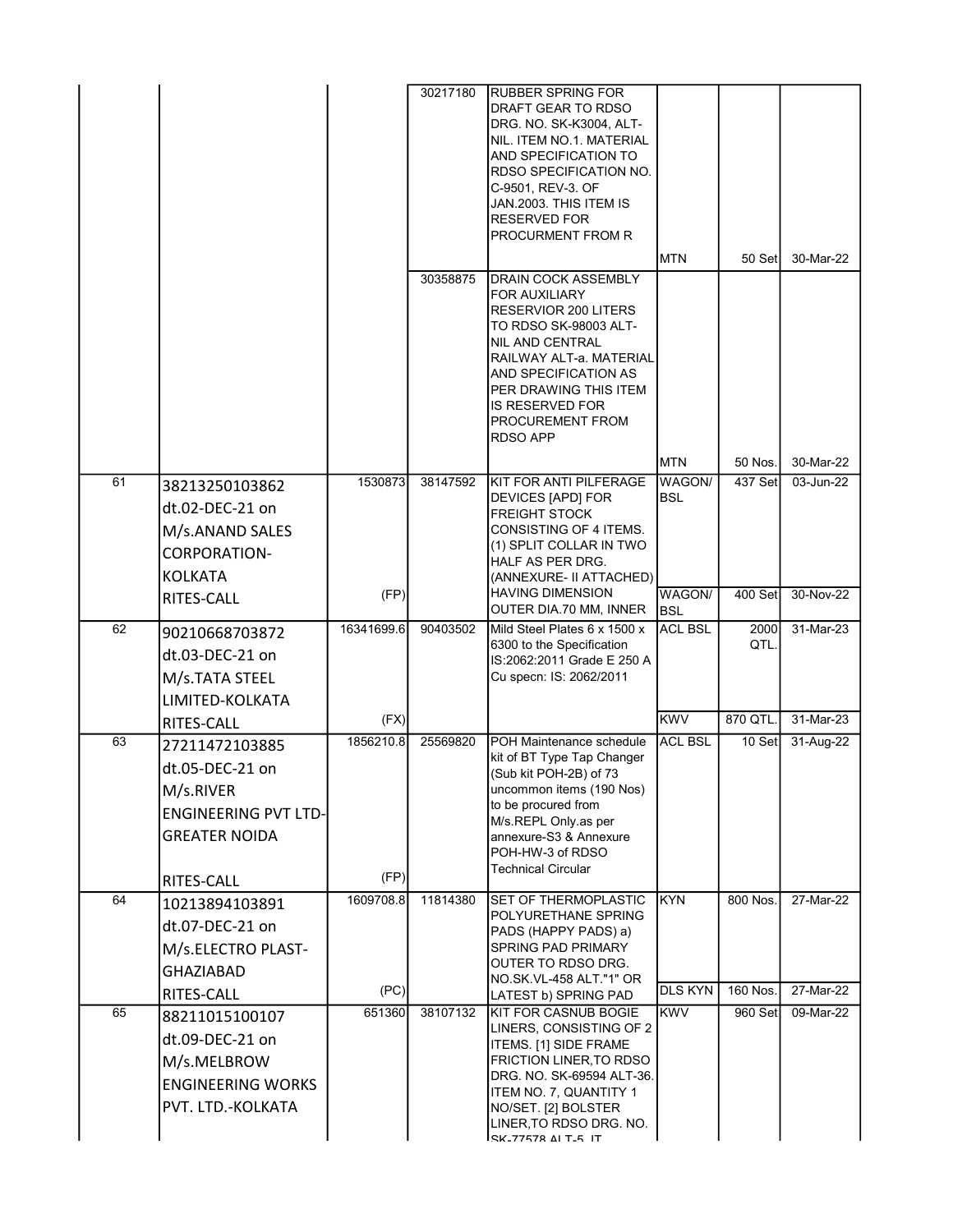| | | | | | | | |
|---|---|---|---|---|---|---|---|
| | | | 30217180 | RUBBER SPRING FOR DRAFT GEAR TO RDSO DRG. NO. SK-K3004, ALT-NIL. ITEM NO.1. MATERIAL AND SPECIFICATION TO RDSO SPECIFICATION NO. C-9501, REV-3. OF JAN.2003. THIS ITEM IS RESERVED FOR PROCUREMENT FROM R | MTN | 50 Set | 30-Mar-22 |
| | | | 30358875 | DRAIN COCK ASSEMBLY FOR AUXILIARY RESERVIOR 200 LITERS TO RDSO SK-98003 ALT-NIL AND CENTRAL RAILWAY ALT-a. MATERIAL AND SPECIFICATION AS PER DRAWING THIS ITEM IS RESERVED FOR PROCUREMENT FROM RDSO APP | MTN | 50 Nos. | 30-Mar-22 |
| 61 | 38213250103862 dt.02-DEC-21 on M/s.ANAND SALES CORPORATION-KOLKATA RITES-CALL | 1530873 (FP) | 38147592 | KIT FOR ANTI PILFERAGE DEVICES [APD] FOR FREIGHT STOCK CONSISTING OF 4 ITEMS. (1) SPLIT COLLAR IN TWO HALF AS PER DRG. (ANNEXURE- II ATTACHED) HAVING DIMENSION OUTER DIA.70 MM, INNER | WAGON/BSL | 437 Set | 03-Jun-22 |
| | | | | | WAGON/BSL | 400 Set | 30-Nov-22 |
| 62 | 90210668703872 dt.03-DEC-21 on M/s.TATA STEEL LIMITED-KOLKATA RITES-CALL | 16341699.6 (FX) | 90403502 | Mild Steel Plates 6 x 1500 x 6300 to the Specification IS:2062:2011 Grade E 250 A Cu specn: IS: 2062/2011 | ACL BSL | 2000 QTL. | 31-Mar-23 |
| | | | | | KWV | 870 QTL. | 31-Mar-23 |
| 63 | 27211472103885 dt.05-DEC-21 on M/s.RIVER ENGINEERING PVT LTD-GREATER NOIDA RITES-CALL | 1856210.8 (FP) | 25569820 | POH Maintenance schedule kit of BT Type Tap Changer (Sub kit POH-2B) of 73 uncommon items (190 Nos) to be procured from M/s.REPL Only.as per annexure-S3 & Annexure POH-HW-3 of RDSO Technical Circular | ACL BSL | 10 Set | 31-Aug-22 |
| 64 | 10213894103891 dt.07-DEC-21 on M/s.ELECTRO PLAST-GHAZIABAD RITES-CALL | 1609708.8 (PC) | 11814380 | SET OF THERMOPLASTIC POLYURETHANE SPRING PADS (HAPPY PADS) a) SPRING PAD PRIMARY OUTER TO RDSO DRG. NO.SK.VL-458 ALT."1" OR LATEST b) SPRING PAD | KYN | 800 Nos. | 27-Mar-22 |
| | | | | | DLS KYN | 160 Nos. | 27-Mar-22 |
| 65 | 88211015100107 dt.09-DEC-21 on M/s.MELBROW ENGINEERING WORKS PVT. LTD.-KOLKATA | 651360 | 38107132 | KIT FOR CASNUB BOGIE LINERS, CONSISTING OF 2 ITEMS. [1] SIDE FRAME FRICTION LINER,TO RDSO DRG. NO. SK-69594 ALT-36. ITEM NO. 7, QUANTITY 1 NO/SET. [2] BOLSTER LINER,TO RDSO DRG. NO. SK-77578 ALT-5, IT | KWV | 960 Set | 09-Mar-22 |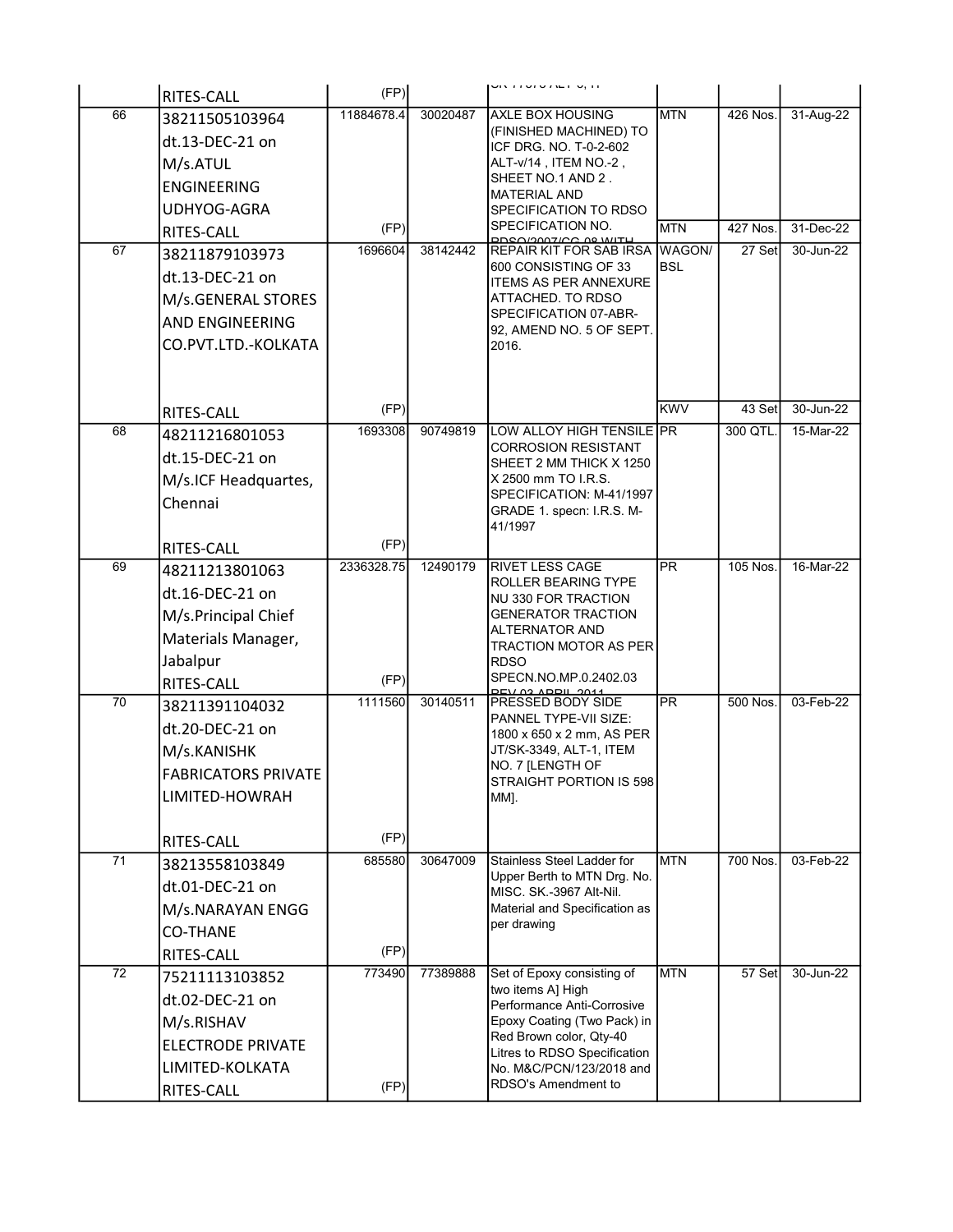| | | | | | | | |
|---|---|---|---|---|---|---|---|
| | RITES-CALL | (FP) | | SK-77073 ALT-3, 11 | | | |
| 66 | 38211505103964 dt.13-DEC-21 on M/s.ATUL ENGINEERING UDHYOG-AGRA | 11884678.4 | 30020487 | AXLE BOX HOUSING (FINISHED MACHINED) TO ICF DRG. NO. T-0-2-602 ALT-v/14 , ITEM NO.-2 , SHEET NO.1 AND 2 . MATERIAL AND SPECIFICATION TO RDSO | MTN | 426 Nos. | 31-Aug-22 |
| | RITES-CALL | (FP) | | SPECIFICATION NO. RDSO/2007/CG-08 WITH | MTN | 427 Nos. | 31-Dec-22 |
| 67 | 38211879103973 dt.13-DEC-21 on M/s.GENERAL STORES AND ENGINEERING CO.PVT.LTD.-KOLKATA | 1696604 | 38142442 | REPAIR KIT FOR SAB IRSA 600 CONSISTING OF 33 ITEMS AS PER ANNEXURE ATTACHED. TO RDSO SPECIFICATION 07-ABR-92, AMEND NO. 5 OF SEPT. 2016. | WAGON/ BSL | 27 Set | 30-Jun-22 |
| | RITES-CALL | (FP) | | | KWV | 43 Set | 30-Jun-22 |
| 68 | 48211216801053 dt.15-DEC-21 on M/s.ICF Headquartes, Chennai RITES-CALL | 1693308 (FP) | 90749819 | LOW ALLOY HIGH TENSILE CORROSION RESISTANT SHEET 2 MM THICK X 1250 X 2500 mm TO I.R.S. SPECIFICATION: M-41/1997 GRADE 1. specn: I.R.S. M-41/1997 | PR | 300 QTL. | 15-Mar-22 |
| 69 | 48211213801063 dt.16-DEC-21 on M/s.Principal Chief Materials Manager, Jabalpur RITES-CALL | 2336328.75 (FP) | 12490179 | RIVET LESS CAGE ROLLER BEARING TYPE NU 330 FOR TRACTION GENERATOR TRACTION ALTERNATOR AND TRACTION MOTOR AS PER RDSO SPECN.NO.MP.0.2402.03 REV.03 APRIL 2011 | PR | 105 Nos. | 16-Mar-22 |
| 70 | 38211391104032 dt.20-DEC-21 on M/s.KANISHK FABRICATORS PRIVATE LIMITED-HOWRAH RITES-CALL | 1111560 (FP) | 30140511 | PRESSED BODY SIDE PANNEL TYPE-VII SIZE: 1800 x 650 x 2 mm, AS PER JT/SK-3349, ALT-1, ITEM NO. 7 [LENGTH OF STRAIGHT PORTION IS 598 MM]. | PR | 500 Nos. | 03-Feb-22 |
| 71 | 38213558103849 dt.01-DEC-21 on M/s.NARAYAN ENGG CO-THANE RITES-CALL | 685580 (FP) | 30647009 | Stainless Steel Ladder for Upper Berth to MTN Drg. No. MISC. SK.-3967 Alt-Nil. Material and Specification as per drawing | MTN | 700 Nos. | 03-Feb-22 |
| 72 | 75211113103852 dt.02-DEC-21 on M/s.RISHAV ELECTRODE PRIVATE LIMITED-KOLKATA RITES-CALL | 773490 (FP) | 77389888 | Set of Epoxy consisting of two items A] High Performance Anti-Corrosive Epoxy Coating (Two Pack) in Red Brown color, Qty-40 Litres to RDSO Specification No. M&C/PCN/123/2018 and RDSO's Amendment to | MTN | 57 Set | 30-Jun-22 |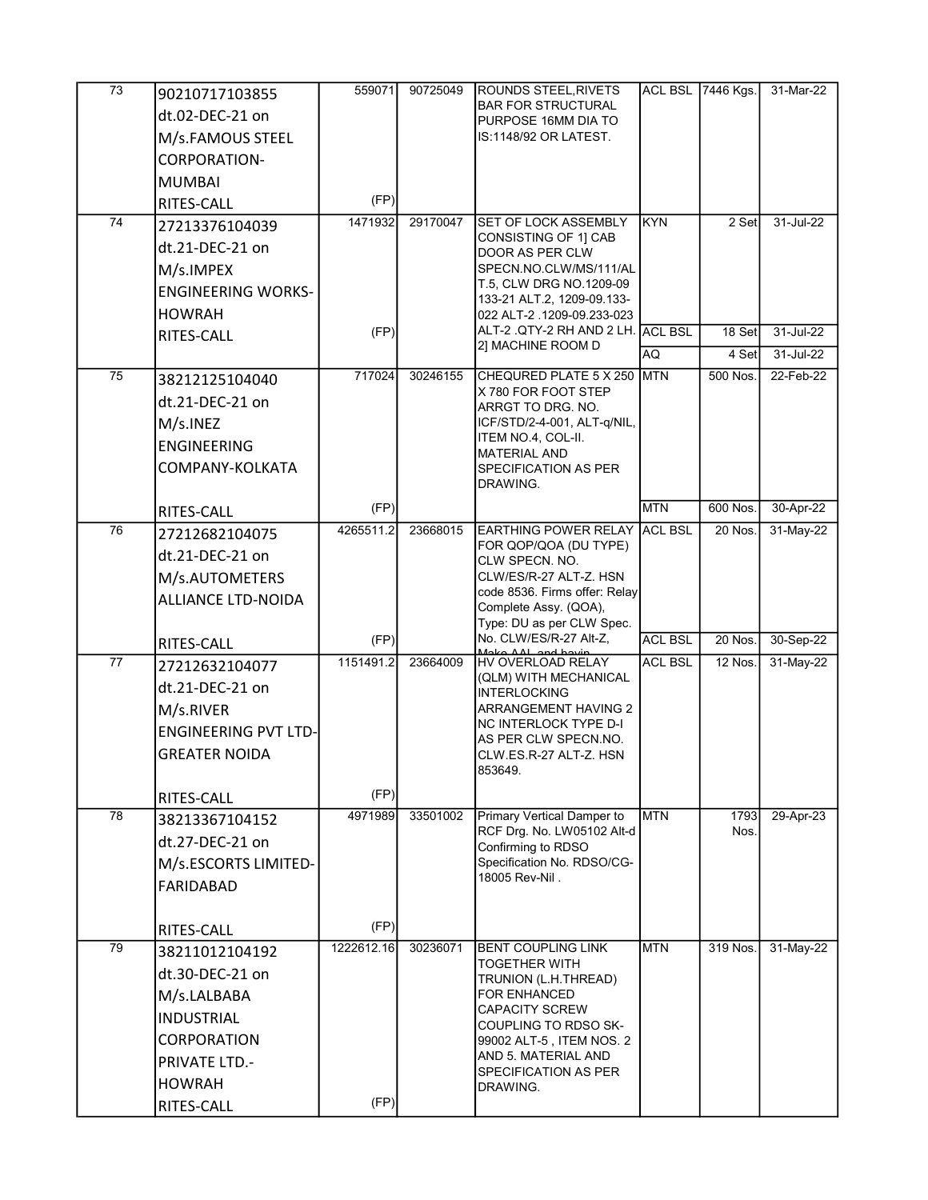| 73 | 90210717103855 dt.02-DEC-21 on M/s.FAMOUS STEEL CORPORATION-MUMBAI RITES-CALL | 559071 (FP) | 90725049 | ROUNDS STEEL,RIVETS BAR FOR STRUCTURAL PURPOSE 16MM DIA TO IS:1148/92 OR LATEST. | ACL BSL | 7446 Kgs. | 31-Mar-22 |
|---|---|---|---|---|---|---|---|
| 74 | 27213376104039 dt.21-DEC-21 on M/s.IMPEX ENGINEERING WORKS-HOWRAH RITES-CALL | 1471932 (FP) | 29170047 | SET OF LOCK ASSEMBLY CONSISTING OF 1] CAB DOOR AS PER CLW SPECN.NO.CLW/MS/111/ALT.5, CLW DRG NO.1209-09 133-21 ALT.2, 1209-09.133-022 ALT-2 .1209-09.233-023 ALT-2 .QTY-2 RH AND 2 LH. 2] MACHINE ROOM D | KYN | 2 Set | 31-Jul-22 |
| | | | | | ACL BSL | 18 Set | 31-Jul-22 |
| | | | | | AQ | 4 Set | 31-Jul-22 |
| 75 | 38212125104040 dt.21-DEC-21 on M/s.INEZ ENGINEERING COMPANY-KOLKATA RITES-CALL | 717024 (FP) | 30246155 | CHEQURED PLATE 5 X 250 X 780 FOR FOOT STEP ARRGT TO DRG. NO. ICF/STD/2-4-001, ALT-q/NIL, ITEM NO.4, COL-II. MATERIAL AND SPECIFICATION AS PER DRAWING. | MTN | 500 Nos. | 22-Feb-22 |
| | | | | | MTN | 600 Nos. | 30-Apr-22 |
| 76 | 27212682104075 dt.21-DEC-21 on M/s.AUTOMETERS ALLIANCE LTD-NOIDA RITES-CALL | 4265511.2 (FP) | 23668015 | EARTHING POWER RELAY FOR QOP/QOA (DU TYPE) CLW SPECN. NO. CLW/ES/R-27 ALT-Z. HSN code 8536. Firms offer: Relay Complete Assy. (QOA), Type: DU as per CLW Spec. No. CLW/ES/R-27 Alt-Z, Make AAL and havin | ACL BSL | 20 Nos. | 31-May-22 |
| | | | | | ACL BSL | 20 Nos. | 30-Sep-22 |
| 77 | 27212632104077 dt.21-DEC-21 on M/s.RIVER ENGINEERING PVT LTD-GREATER NOIDA RITES-CALL | 1151491.2 (FP) | 23664009 | HV OVERLOAD RELAY (QLM) WITH MECHANICAL INTERLOCKING ARRANGEMENT HAVING 2 NC INTERLOCK TYPE D-I AS PER CLW SPECN.NO. CLW.ES.R-27 ALT-Z. HSN 853649. | ACL BSL | 12 Nos. | 31-May-22 |
| 78 | 38213367104152 dt.27-DEC-21 on M/s.ESCORTS LIMITED-FARIDABAD RITES-CALL | 4971989 (FP) | 33501002 | Primary Vertical Damper to RCF Drg. No. LW05102 Alt-d Confirming to RDSO Specification No. RDSO/CG-18005 Rev-Nil . | MTN | 1793 Nos. | 29-Apr-23 |
| 79 | 38211012104192 dt.30-DEC-21 on M/s.LALBABA INDUSTRIAL CORPORATION PRIVATE LTD.-HOWRAH RITES-CALL | 1222612.16 (FP) | 30236071 | BENT COUPLING LINK TOGETHER WITH TRUNION (L.H.THREAD) FOR ENHANCED CAPACITY SCREW COUPLING TO RDSO SK-99002 ALT-5 , ITEM NOS. 2 AND 5. MATERIAL AND SPECIFICATION AS PER DRAWING. | MTN | 319 Nos. | 31-May-22 |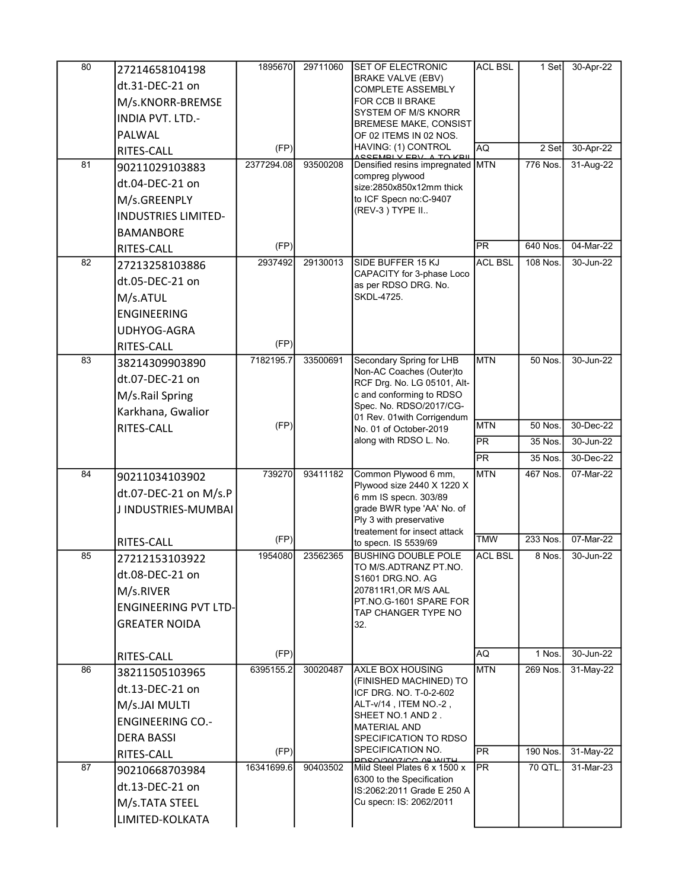| | | | | | | | |
|---|---|---|---|---|---|---|---|
| 80 | 27214658104198 dt.31-DEC-21 on M/s.KNORR-BREMSE INDIA PVT. LTD.-PALWAL RITES-CALL | 1895670 (FP) | 29711060 | SET OF ELECTRONIC BRAKE VALVE (EBV) COMPLETE ASSEMBLY FOR CCB II BRAKE SYSTEM OF M/S KNORR BREMESE MAKE, CONSIST OF 02 ITEMS IN 02 NOS. HAVING: (1) CONTROL ASSEMBLY EBV, A TO KBIL | ACL BSL | 1 Set | 30-Apr-22 |
| | | | | | AQ | 2 Set | 30-Apr-22 |
| 81 | 90211029103883 dt.04-DEC-21 on M/s.GREENPLY INDUSTRIES LIMITED-BAMANBORE RITES-CALL | 2377294.08 (FP) | 93500208 | Densified resins impregnated compreg plywood size:2850x850x12mm thick to ICF Specn no:C-9407 (REV-3 ) TYPE II.. | MTN | 776 Nos. | 31-Aug-22 |
| | | | | | PR | 640 Nos. | 04-Mar-22 |
| 82 | 27213258103886 dt.05-DEC-21 on M/s.ATUL ENGINEERING UDHYOG-AGRA RITES-CALL | 2937492 (FP) | 29130013 | SIDE BUFFER 15 KJ CAPACITY for 3-phase Loco as per RDSO DRG. No. SKDL-4725. | ACL BSL | 108 Nos. | 30-Jun-22 |
| 83 | 38214309903890 dt.07-DEC-21 on M/s.Rail Spring Karkhana, Gwalior RITES-CALL | 7182195.7 (FP) | 33500691 | Secondary Spring for LHB Non-AC Coaches (Outer)to RCF Drg. No. LG 05101, Alt-c and conforming to RDSO Spec. No. RDSO/2017/CG-01 Rev. 01with Corrigendum No. 01 of October-2019 along with RDSO L. No. | MTN | 50 Nos. | 30-Jun-22 |
| | | | | | MTN | 50 Nos. | 30-Dec-22 |
| | | | | | PR | 35 Nos. | 30-Jun-22 |
| | | | | | PR | 35 Nos. | 30-Dec-22 |
| 84 | 90211034103902 dt.07-DEC-21 on M/s.P J INDUSTRIES-MUMBAI RITES-CALL | 739270 (FP) | 93411182 | Common Plywood 6 mm, Plywood size 2440 X 1220 X 6 mm IS specn. 303/89 grade BWR type 'AA' No. of Ply 3 with preservative treatement for insect attack to specn. IS 5539/69 | MTN | 467 Nos. | 07-Mar-22 |
| | | | | | TMW | 233 Nos. | 07-Mar-22 |
| 85 | 27212153103922 dt.08-DEC-21 on M/s.RIVER ENGINEERING PVT LTD-GREATER NOIDA RITES-CALL | 1954080 (FP) | 23562365 | BUSHING DOUBLE POLE TO M/S.ADTRANZ PT.NO. S1601 DRG.NO. AG 207811R1,OR M/S AAL PT.NO.G-1601 SPARE FOR TAP CHANGER TYPE NO 32. | ACL BSL | 8 Nos. | 30-Jun-22 |
| | | | | | AQ | 1 Nos. | 30-Jun-22 |
| 86 | 38211505103965 dt.13-DEC-21 on M/s.JAI MULTI ENGINEERING CO.-DERA BASSI RITES-CALL | 6395155.2 (FP) | 30020487 | AXLE BOX HOUSING (FINISHED MACHINED) TO ICF DRG. NO. T-0-2-602 ALT-v/14 , ITEM NO.-2 , SHEET NO.1 AND 2 . MATERIAL AND SPECIFICATION TO RDSO SPECIFICATION NO. RDSO/2007/CG-08 WITH | MTN | 269 Nos. | 31-May-22 |
| | | | | | PR | 190 Nos. | 31-May-22 |
| 87 | 90210668703984 dt.13-DEC-21 on M/s.TATA STEEL LIMITED-KOLKATA | 16341699.6 | 90403502 | Mild Steel Plates 6 x 1500 x 6300 to the Specification IS:2062:2011 Grade E 250 A Cu specn: IS: 2062/2011 | PR | 70 QTL. | 31-Mar-23 |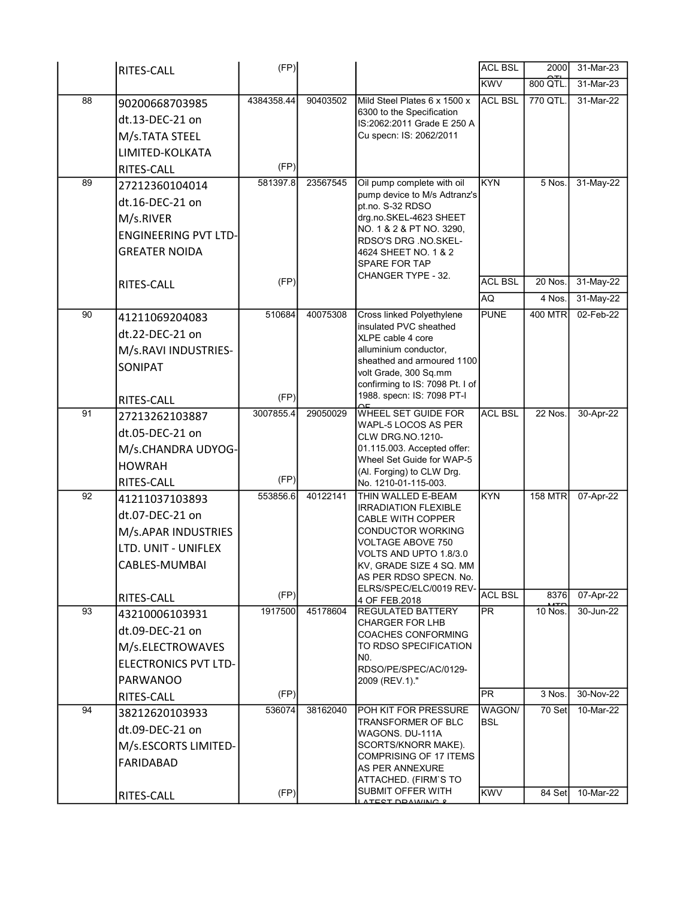| | | | | | | | |
|---|---|---|---|---|---|---|---|
| | RITES-CALL | (FP) | | | ACL BSL | 2000 QTL | 31-Mar-23 |
| | | | | | KWV | 800 QTL. | 31-Mar-23 |
| 88 | 90200668703985 dt.13-DEC-21 on M/s.TATA STEEL LIMITED-KOLKATA RITES-CALL | 4384358.44 (FP) | 90403502 | Mild Steel Plates 6 x 1500 x 6300 to the Specification IS:2062:2011 Grade E 250 A Cu specn: IS: 2062/2011 | ACL BSL | 770 QTL. | 31-Mar-22 |
| 89 | 27212360104014 dt.16-DEC-21 on M/s.RIVER ENGINEERING PVT LTD-GREATER NOIDA | 581397.8 | 23567545 | Oil pump complete with oil pump device to M/s Adtranz's pt.no. S-32 RDSO drg.no.SKEL-4623 SHEET NO. 1 & 2 & PT NO. 3290, RDSO'S DRG .NO.SKEL-4624 SHEET NO. 1 & 2 SPARE FOR TAP CHANGER TYPE - 32. | KYN | 5 Nos. | 31-May-22 |
| | RITES-CALL | (FP) | | | ACL BSL | 20 Nos. | 31-May-22 |
| | | | | | AQ | 4 Nos. | 31-May-22 |
| 90 | 41211069204083 dt.22-DEC-21 on M/s.RAVI INDUSTRIES-SONIPAT RITES-CALL | 510684 (FP) | 40075308 | Cross linked Polyethylene insulated PVC sheathed XLPE cable 4 core alluminium conductor, sheathed and armoured 1100 volt Grade, 300 Sq.mm confirming to IS: 7098 Pt. I of 1988. specn: IS: 7098 PT-I OF | PUNE | 400 MTR | 02-Feb-22 |
| 91 | 27213262103887 dt.05-DEC-21 on M/s.CHANDRA UDYOG-HOWRAH RITES-CALL | 3007855.4 (FP) | 29050029 | WHEEL SET GUIDE FOR WAPL-5 LOCOS AS PER CLW DRG.NO.1210-01.115.003. Accepted offer: Wheel Set Guide for WAP-5 (Al. Forging) to CLW Drg. No. 1210-01-115-003. | ACL BSL | 22 Nos. | 30-Apr-22 |
| 92 | 41211037103893 dt.07-DEC-21 on M/s.APAR INDUSTRIES LTD. UNIT - UNIFLEX CABLES-MUMBAI | 553856.6 | 40122141 | THIN WALLED E-BEAM IRRADIATION FLEXIBLE CABLE WITH COPPER CONDUCTOR WORKING VOLTAGE ABOVE 750 VOLTS AND UPTO 1.8/3.0 KV, GRADE SIZE 4 SQ. MM AS PER RDSO SPECN. No. ELRS/SPEC/ELC/0019 REV-4 OF FEB.2018 | KYN | 158 MTR | 07-Apr-22 |
| | RITES-CALL | (FP) | | | ACL BSL | 8376 MTR | 07-Apr-22 |
| 93 | 43210006103931 dt.09-DEC-21 on M/s.ELECTROWAVES ELECTRONICS PVT LTD-PARWANOO | 1917500 | 45178604 | REGULATED BATTERY CHARGER FOR LHB COACHES CONFORMING TO RDSO SPECIFICATION N0. RDSO/PE/SPEC/AC/0129-2009 (REV.1)." | PR | 10 Nos. | 30-Jun-22 |
| | RITES-CALL | (FP) | | | PR | 3 Nos. | 30-Nov-22 |
| 94 | 38212620103933 dt.09-DEC-21 on M/s.ESCORTS LIMITED-FARIDABAD | 536074 | 38162040 | POH KIT FOR PRESSURE TRANSFORMER OF BLC WAGONS. DU-111A SCORTS/KNORR MAKE). COMPRISING OF 17 ITEMS AS PER ANNEXURE ATTACHED. (FIRM`S TO SUBMIT OFFER WITH LATEST DRAWING & | WAGON/ BSL | 70 Set | 10-Mar-22 |
| | RITES-CALL | (FP) | | | KWV | 84 Set | 10-Mar-22 |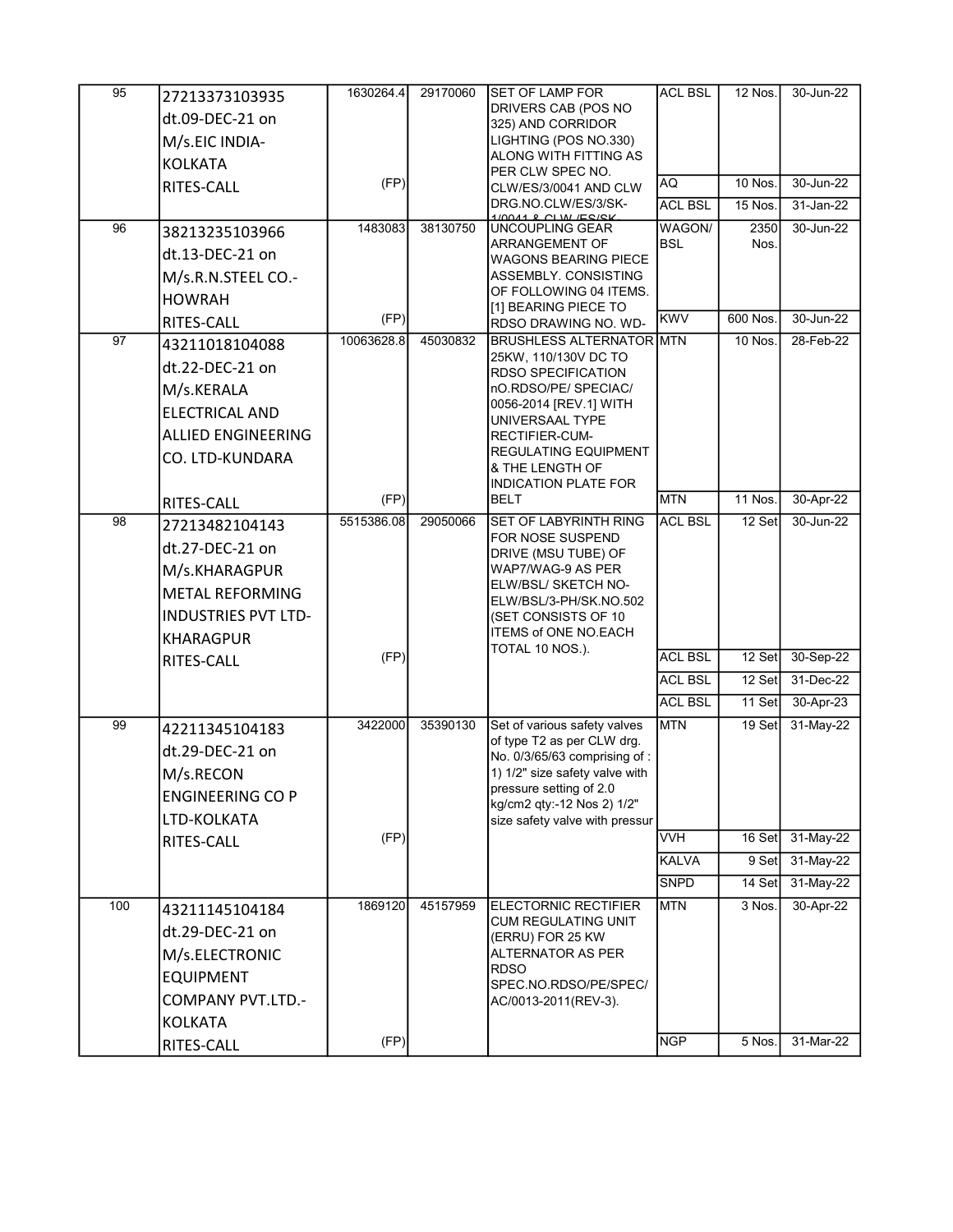| | | | | | | | |
|---|---|---|---|---|---|---|---|
| 95 | 27213373103935 dt.09-DEC-21 on M/s.EIC INDIA-KOLKATA RITES-CALL | 1630264.4 (FP) | 29170060 | SET OF LAMP FOR DRIVERS CAB (POS NO 325) AND CORRIDOR LIGHTING (POS NO.330) ALONG WITH FITTING AS PER CLW SPEC NO. CLW/ES/3/0041 AND CLW DRG.NO.CLW/ES/3/SK-1/0041 & CLW /ES/SK | ACL BSL | 12 Nos. | 30-Jun-22 |
| | | | | | AQ | 10 Nos. | 30-Jun-22 |
| | | | | | ACL BSL | 15 Nos. | 31-Jan-22 |
| 96 | 38213235103966 dt.13-DEC-21 on M/s.R.N.STEEL CO.-HOWRAH RITES-CALL | 1483083 (FP) | 38130750 | UNCOUPLING GEAR ARRANGEMENT OF WAGONS BEARING PIECE ASSEMBLY. CONSISTING OF FOLLOWING 04 ITEMS. [1] BEARING PIECE TO RDSO DRAWING NO. WD- | WAGON/ BSL | 2350 Nos. | 30-Jun-22 |
| | | | | | KWV | 600 Nos. | 30-Jun-22 |
| 97 | 43211018104088 dt.22-DEC-21 on M/s.KERALA ELECTRICAL AND ALLIED ENGINEERING CO. LTD-KUNDARA RITES-CALL | 10063628.8 (FP) | 45030832 | BRUSHLESS ALTERNATOR 25KW, 110/130V DC TO RDSO SPECIFICATION nO.RDSO/PE/ SPECIAC/ 0056-2014 [REV.1] WITH UNIVERSAAL TYPE RECTIFIER-CUM-REGULATING EQUIPMENT & THE LENGTH OF INDICATION PLATE FOR BELT | MTN | 10 Nos. | 28-Feb-22 |
| | | | | | MTN | 11 Nos. | 30-Apr-22 |
| 98 | 27213482104143 dt.27-DEC-21 on M/s.KHARAGPUR METAL REFORMING INDUSTRIES PVT LTD-KHARAGPUR RITES-CALL | 5515386.08 (FP) | 29050066 | SET OF LABYRINTH RING FOR NOSE SUSPEND DRIVE (MSU TUBE) OF WAP7/WAG-9 AS PER ELW/BSL/ SKETCH NO-ELW/BSL/3-PH/SK.NO.502 (SET CONSISTS OF 10 ITEMS of ONE NO.EACH TOTAL 10 NOS.). | ACL BSL | 12 Set | 30-Jun-22 |
| | | | | | ACL BSL | 12 Set | 30-Sep-22 |
| | | | | | ACL BSL | 12 Set | 31-Dec-22 |
| | | | | | ACL BSL | 11 Set | 30-Apr-23 |
| 99 | 42211345104183 dt.29-DEC-21 on M/s.RECON ENGINEERING CO P LTD-KOLKATA RITES-CALL | 3422000 (FP) | 35390130 | Set of various safety valves of type T2 as per CLW drg. No. 0/3/65/63 comprising of : 1) 1/2" size safety valve with pressure setting of 2.0 kg/cm2 qty:-12 Nos 2) 1/2" size safety valve with pressur | MTN | 19 Set | 31-May-22 |
| | | | | | VVH | 16 Set | 31-May-22 |
| | | | | | KALVA | 9 Set | 31-May-22 |
| | | | | | SNPD | 14 Set | 31-May-22 |
| 100 | 43211145104184 dt.29-DEC-21 on M/s.ELECTRONIC EQUIPMENT COMPANY PVT.LTD.-KOLKATA RITES-CALL | 1869120 (FP) | 45157959 | ELECTORNIC RECTIFIER CUM REGULATING UNIT (ERRU) FOR 25 KW ALTERNATOR AS PER RDSO SPEC.NO.RDSO/PE/SPEC/ AC/0013-2011(REV-3). | MTN | 3 Nos. | 30-Apr-22 |
| | | | | | NGP | 5 Nos. | 31-Mar-22 |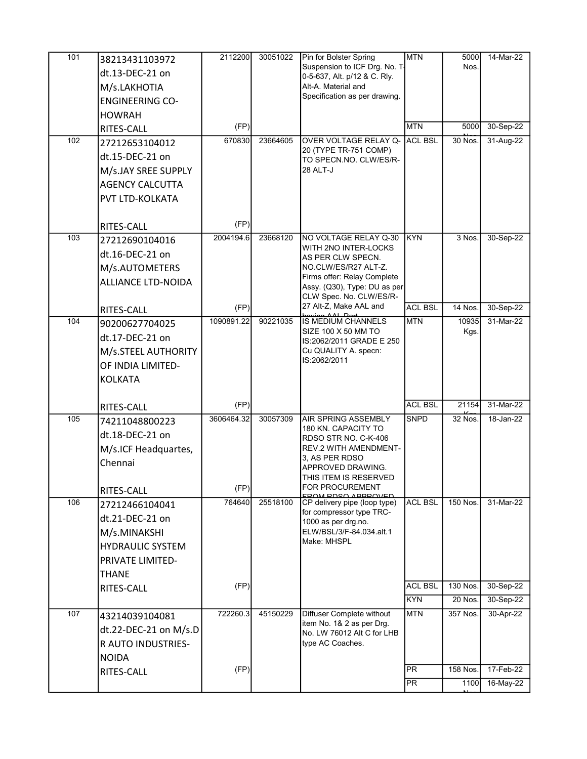| 101 | 38213431103972 dt.13-DEC-21 on M/s.LAKHOTIA ENGINEERING CO-HOWRAH RITES-CALL | 2112200 (FP) | 30051022 | Pin for Bolster Spring Suspension to ICF Drg. No. T-0-5-637, Alt. p/12 & C. Rly. Alt-A. Material and Specification as per drawing. | MTN | 5000 Nos. | 14-Mar-22 |
|---|---|---|---|---|---|---|---|
| | | | | | MTN | 5000 | 30-Sep-22 |
| 102 | 27212653104012 dt.15-DEC-21 on M/s.JAY SREE SUPPLY AGENCY CALCUTTA PVT LTD-KOLKATA RITES-CALL | 670830 (FP) | 23664605 | OVER VOLTAGE RELAY Q-20 (TYPE TR-751 COMP) TO SPECN.NO. CLW/ES/R-28 ALT-J | ACL BSL | 30 Nos. | 31-Aug-22 |
| 103 | 27212690104016 dt.16-DEC-21 on M/s.AUTOMETERS ALLIANCE LTD-NOIDA RITES-CALL | 2004194.6 (FP) | 23668120 | NO VOLTAGE RELAY Q-30 WITH 2NO INTER-LOCKS AS PER CLW SPECN. NO.CLW/ES/R27 ALT-Z. Firms offer: Relay Complete Assy. (Q30), Type: DU as per CLW Spec. No. CLW/ES/R-27 Alt-Z, Make AAL and having AAL Part | KYN | 3 Nos. | 30-Sep-22 |
| | | | | | ACL BSL | 14 Nos. | 30-Sep-22 |
| 104 | 90200627704025 dt.17-DEC-21 on M/s.STEEL AUTHORITY OF INDIA LIMITED-KOLKATA RITES-CALL | 1090891.22 (FP) | 90221035 | IS MEDIUM CHANNELS SIZE 100 X 50 MM TO IS:2062/2011 GRADE E 250 Cu QUALITY A. specn: IS:2062/2011 | MTN | 10935 Kgs. | 31-Mar-22 |
| | | | | | ACL BSL | 21154 Kgs. | 31-Mar-22 |
| 105 | 74211048800223 dt.18-DEC-21 on M/s.ICF Headquartes, Chennai RITES-CALL | 3606464.32 (FP) | 30057309 | AIR SPRING ASSEMBLY 180 KN. CAPACITY TO RDSO STR NO. C-K-406 REV.2 WITH AMENDMENT-3, AS PER RDSO APPROVED DRAWING. THIS ITEM IS RESERVED FOR PROCUREMENT FROM RDSO APPROVED | SNPD | 32 Nos. | 18-Jan-22 |
| 106 | 27212466104041 dt.21-DEC-21 on M/s.MINAKSHI HYDRAULIC SYSTEM PRIVATE LIMITED-THANE RITES-CALL | 764640 (FP) | 25518100 | CP delivery pipe (loop type) for compressor type TRC-1000 as per drg.no. ELW/BSL/3/F-84.034.alt.1 Make: MHSPL | ACL BSL | 150 Nos. | 31-Mar-22 |
| | | | | | ACL BSL | 130 Nos. | 30-Sep-22 |
| | | | | | KYN | 20 Nos. | 30-Sep-22 |
| 107 | 43214039104081 dt.22-DEC-21 on M/s.D R AUTO INDUSTRIES-NOIDA RITES-CALL | 722260.3 (FP) | 45150229 | Diffuser Complete without item No. 1& 2 as per Drg. No. LW 76012 Alt C for LHB type AC Coaches. | MTN | 357 Nos. | 30-Apr-22 |
| | | | | | PR | 158 Nos. | 17-Feb-22 |
| | | | | | PR | 1100 Nos. | 16-May-22 |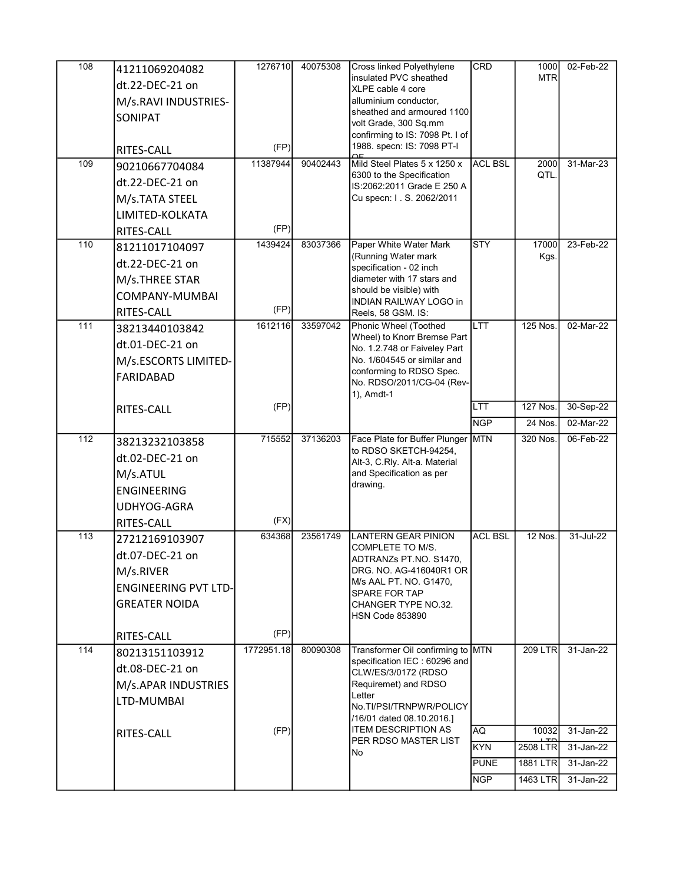| | | | | | | | |
|---|---|---|---|---|---|---|---|
| 108 | 41211069204082 dt.22-DEC-21 on M/s.RAVI INDUSTRIES-SONIPAT RITES-CALL | 1276710 (FP) | 40075308 | Cross linked Polyethylene insulated PVC sheathed XLPE cable 4 core alluminium conductor, sheathed and armoured 1100 volt Grade, 300 Sq.mm confirming to IS: 7098 Pt. I of 1988. specn: IS: 7098 PT-I OF | CRD | 1000 MTR | 02-Feb-22 |
| 109 | 90210667704084 dt.22-DEC-21 on M/s.TATA STEEL LIMITED-KOLKATA RITES-CALL | 11387944 (FP) | 90402443 | Mild Steel Plates 5 x 1250 x 6300 to the Specification IS:2062:2011 Grade E 250 A Cu specn: I . S. 2062/2011 | ACL BSL | 2000 QTL. | 31-Mar-23 |
| 110 | 81211017104097 dt.22-DEC-21 on M/s.THREE STAR COMPANY-MUMBAI RITES-CALL | 1439424 (FP) | 83037366 | Paper White Water Mark (Running Water mark specification - 02 inch diameter with 17 stars and should be visible) with INDIAN RAILWAY LOGO in Reels, 58 GSM. IS: | STY | 17000 Kgs. | 23-Feb-22 |
| 111 | 38213440103842 dt.01-DEC-21 on M/s.ESCORTS LIMITED-FARIDABAD RITES-CALL | 1612116 (FP) | 33597042 | Phonic Wheel (Toothed Wheel) to Knorr Bremse Part No. 1.2.748 or Faiveley Part No. 1/604545 or similar and conforming to RDSO Spec. No. RDSO/2011/CG-04 (Rev-1), Amdt-1 | LTT | 125 Nos. | 02-Mar-22 |
| | | | | | LTT | 127 Nos. | 30-Sep-22 |
| | | | | | NGP | 24 Nos. | 02-Mar-22 |
| 112 | 38213232103858 dt.02-DEC-21 on M/s.ATUL ENGINEERING UDHYOG-AGRA RITES-CALL | 715552 (FX) | 37136203 | Face Plate for Buffer Plunger to RDSO SKETCH-94254, Alt-3, C.Rly. Alt-a. Material and Specification as per drawing. | MTN | 320 Nos. | 06-Feb-22 |
| 113 | 27212169103907 dt.07-DEC-21 on M/s.RIVER ENGINEERING PVT LTD-GREATER NOIDA RITES-CALL | 634368 (FP) | 23561749 | LANTERN GEAR PINION COMPLETE TO M/S. ADTRANZs PT.NO. S1470, DRG. NO. AG-416040R1 OR M/s AAL PT. NO. G1470, SPARE FOR TAP CHANGER TYPE NO.32. HSN Code 853890 | ACL BSL | 12 Nos. | 31-Jul-22 |
| 114 | 80213151103912 dt.08-DEC-21 on M/s.APAR INDUSTRIES LTD-MUMBAI RITES-CALL | 1772951.18 (FP) | 80090308 | Transformer Oil confirming to specification IEC : 60296 and CLW/ES/3/0172 (RDSO Requiremet) and RDSO Letter No.TI/PSI/TRNPWR/POLICY /16/01 dated 08.10.2016.] ITEM DESCRIPTION AS PER RDSO MASTER LIST No | MTN | 209 LTR | 31-Jan-22 |
| | | | | | AQ | 10032 LTR | 31-Jan-22 |
| | | | | | KYN | 2508 LTR | 31-Jan-22 |
| | | | | | PUNE | 1881 LTR | 31-Jan-22 |
| | | | | | NGP | 1463 LTR | 31-Jan-22 |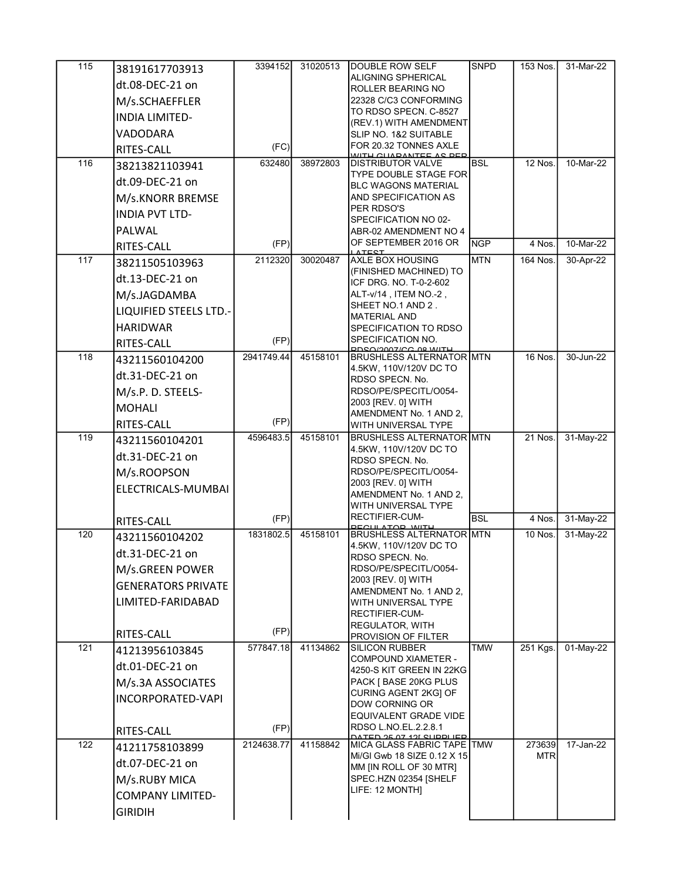| | | | | | | | |
|---|---|---|---|---|---|---|---|
| 115 | 38191617703913 dt.08-DEC-21 on M/s.SCHAEFFLER INDIA LIMITED-VADODARA RITES-CALL | 3394152 (FC) | 31020513 | DOUBLE ROW SELF ALIGNING SPHERICAL ROLLER BEARING NO 22328 C/C3 CONFORMING TO RDSO SPECN. C-8527 (REV.1) WITH AMENDMENT SLIP NO. 1&2 SUITABLE FOR 20.32 TONNES AXLE WITH GUARANTEE AS PER | SNPD | 153 Nos. | 31-Mar-22 |
| 116 | 38213821103941 dt.09-DEC-21 on M/s.KNORR BREMSE INDIA PVT LTD-PALWAL RITES-CALL | 632480 (FP) | 38972803 | DISTRIBUTOR VALVE TYPE DOUBLE STAGE FOR BLC WAGONS MATERIAL AND SPECIFICATION AS PER RDSO'S SPECIFICATION NO 02-ABR-02 AMENDMENT NO 4 OF SEPTEMBER 2016 OR LATEST | BSL | 12 Nos. | 10-Mar-22 |
| | | | | | NGP | 4 Nos. | 10-Mar-22 |
| 117 | 38211505103963 dt.13-DEC-21 on M/s.JAGDAMBA LIQUIFIED STEELS LTD.-HARIDWAR RITES-CALL | 2112320 (FP) | 30020487 | AXLE BOX HOUSING (FINISHED MACHINED) TO ICF DRG. NO. T-0-2-602 ALT-v/14 , ITEM NO.-2 , SHEET NO.1 AND 2 . MATERIAL AND SPECIFICATION TO RDSO SPECIFICATION NO. RDSO/2007/CG-08 WITH | MTN | 164 Nos. | 30-Apr-22 |
| 118 | 43211560104200 dt.31-DEC-21 on M/s.P. D. STEELS-MOHALI RITES-CALL | 2941749.44 (FP) | 45158101 | BRUSHLESS ALTERNATOR 4.5KW, 110V/120V DC TO RDSO SPECN. No. RDSO/PE/SPECITL/O054-2003 [REV. 0] WITH AMENDMENT No. 1 AND 2, WITH UNIVERSAL TYPE | MTN | 16 Nos. | 30-Jun-22 |
| 119 | 43211560104201 dt.31-DEC-21 on M/s.ROOPSON ELECTRICALS-MUMBAI RITES-CALL | 4596483.5 (FP) | 45158101 | BRUSHLESS ALTERNATOR 4.5KW, 110V/120V DC TO RDSO SPECN. No. RDSO/PE/SPECITL/O054-2003 [REV. 0] WITH AMENDMENT No. 1 AND 2, WITH UNIVERSAL TYPE RECTIFIER-CUM-REGULATOR, WITH | MTN | 21 Nos. | 31-May-22 |
| | | | | | BSL | 4 Nos. | 31-May-22 |
| 120 | 43211560104202 dt.31-DEC-21 on M/s.GREEN POWER GENERATORS PRIVATE LIMITED-FARIDABAD RITES-CALL | 1831802.5 (FP) | 45158101 | BRUSHLESS ALTERNATOR 4.5KW, 110V/120V DC TO RDSO SPECN. No. RDSO/PE/SPECITL/O054-2003 [REV. 0] WITH AMENDMENT No. 1 AND 2, WITH UNIVERSAL TYPE RECTIFIER-CUM-REGULATOR, WITH PROVISION OF FILTER | MTN | 10 Nos. | 31-May-22 |
| 121 | 41213956103845 dt.01-DEC-21 on M/s.3A ASSOCIATES INCORPORATED-VAPI RITES-CALL | 577847.18 (FP) | 41134862 | SILICON RUBBER COMPOUND XIAMETER - 4250-S KIT GREEN IN 22KG PACK [ BASE 20KG PLUS CURING AGENT 2KG] OF DOW CORNING OR EQUIVALENT GRADE VIDE RDSO L.NO.EL.2.2.8.1 DATED 25.07.12[ SUPPLIER | TMW | 251 Kgs. | 01-May-22 |
| 122 | 41211758103899 dt.07-DEC-21 on M/s.RUBY MICA COMPANY LIMITED-GIRIDIH | 2124638.77 | 41158842 | MICA GLASS FABRIC TAPE Mi/Gl Gwb 18 SIZE 0.12 X 15 MM [IN ROLL OF 30 MTR] SPEC.HZN 02354 [SHELF LIFE: 12 MONTH] | TMW | 273639 MTR | 17-Jan-22 |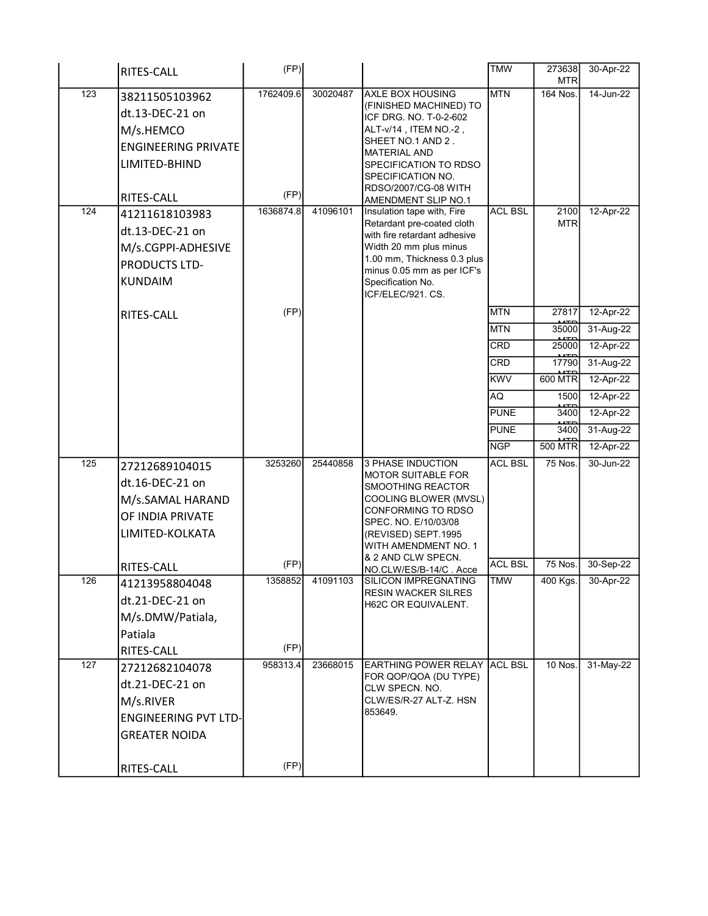| | | | | | | | |
|---|---|---|---|---|---|---|---|
| | RITES-CALL | (FP) | | | TMW | 273638 MTR | 30-Apr-22 |
| 123 | 38211505103962 dt.13-DEC-21 on M/s.HEMCO ENGINEERING PRIVATE LIMITED-BHIND RITES-CALL | 1762409.6 (FP) | 30020487 | AXLE BOX HOUSING (FINISHED MACHINED) TO ICF DRG. NO. T-0-2-602 ALT-v/14 , ITEM NO.-2 , SHEET NO.1 AND 2 . MATERIAL AND SPECIFICATION TO RDSO SPECIFICATION NO. RDSO/2007/CG-08 WITH AMENDMENT SLIP NO.1 | MTN | 164 Nos. | 14-Jun-22 |
| 124 | 41211618103983 dt.13-DEC-21 on M/s.CGPPI-ADHESIVE PRODUCTS LTD-KUNDAIM RITES-CALL | 1636874.8 (FP) | 41096101 | Insulation tape with, Fire Retardant pre-coated cloth with fire retardant adhesive Width 20 mm plus minus 1.00 mm, Thickness 0.3 plus minus 0.05 mm as per ICF's Specification No. ICF/ELEC/921. CS. | ACL BSL | 2100 MTR | 12-Apr-22 |
| | | | | | MTN | 27817 MTR | 12-Apr-22 |
| | | | | | MTN | 35000 MTR | 31-Aug-22 |
| | | | | | CRD | 25000 MTR | 12-Apr-22 |
| | | | | | CRD | 17790 MTR | 31-Aug-22 |
| | | | | | KWV | 600 MTR | 12-Apr-22 |
| | | | | | AQ | 1500 MTR | 12-Apr-22 |
| | | | | | PUNE | 3400 MTR | 12-Apr-22 |
| | | | | | PUNE | 3400 MTR | 31-Aug-22 |
| | | | | | NGP | 500 MTR | 12-Apr-22 |
| 125 | 27212689104015 dt.16-DEC-21 on M/s.SAMAL HARAND OF INDIA PRIVATE LIMITED-KOLKATA RITES-CALL | 3253260 (FP) | 25440858 | 3 PHASE INDUCTION MOTOR SUITABLE FOR SMOOTHING REACTOR COOLING BLOWER (MVSL) CONFORMING TO RDSO SPEC. NO. E/10/03/08 (REVISED) SEPT.1995 WITH AMENDMENT NO. 1 & 2 AND CLW SPECN. NO.CLW/ES/B-14/C . Acce | ACL BSL | 75 Nos. | 30-Jun-22 |
| | | | | | ACL BSL | 75 Nos. | 30-Sep-22 |
| 126 | 41213958804048 dt.21-DEC-21 on M/s.DMW/Patiala, Patiala RITES-CALL | 1358852 (FP) | 41091103 | SILICON IMPREGNATING RESIN WACKER SILRES H62C OR EQUIVALENT. | TMW | 400 Kgs. | 30-Apr-22 |
| 127 | 27212682104078 dt.21-DEC-21 on M/s.RIVER ENGINEERING PVT LTD-GREATER NOIDA RITES-CALL | 958313.4 (FP) | 23668015 | EARTHING POWER RELAY FOR QOP/QOA (DU TYPE) CLW SPECN. NO. CLW/ES/R-27 ALT-Z. HSN 853649. | ACL BSL | 10 Nos. | 31-May-22 |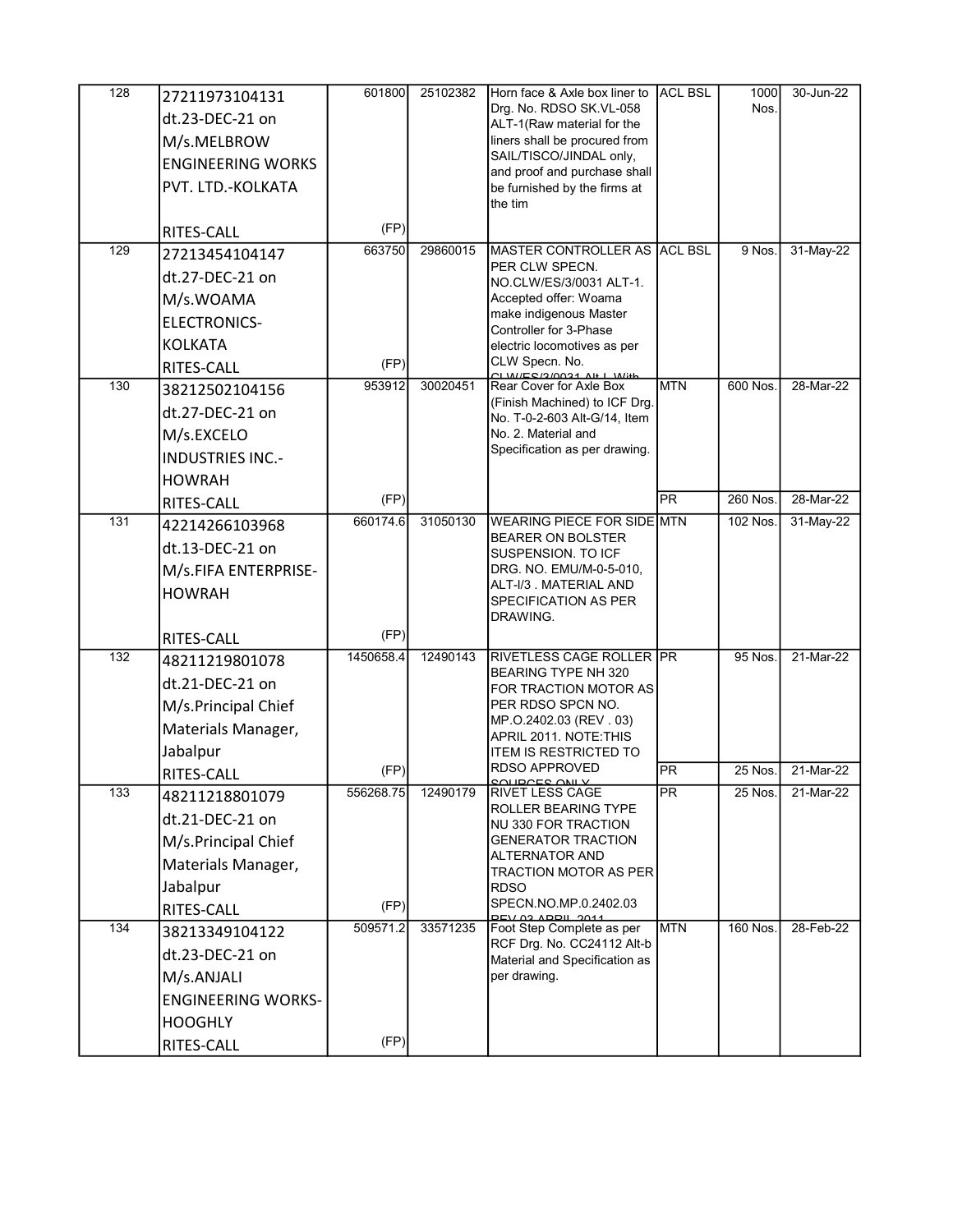| 128 | 27211973104131 dt.23-DEC-21 on M/s.MELBROW ENGINEERING WORKS PVT. LTD.-KOLKATA RITES-CALL | 601800 (FP) | 25102382 | Horn face & Axle box liner to Drg. No. RDSO SK.VL-058 ALT-1(Raw material for the liners shall be procured from SAIL/TISCO/JINDAL only, and proof and purchase shall be furnished by the firms at the tim | ACL BSL | 1000 Nos. | 30-Jun-22 |
|---|---|---|---|---|---|---|---|
| 129 | 27213454104147 dt.27-DEC-21 on M/s.WOAMA ELECTRONICS-KOLKATA RITES-CALL | 663750 (FP) | 29860015 | MASTER CONTROLLER AS PER CLW SPECN. NO.CLW/ES/3/0031 ALT-1. Accepted offer: Woama make indigenous Master Controller for 3-Phase electric locomotives as per CLW Specn. No. CLW/ES/3/0031 Alt-I. With | ACL BSL | 9 Nos. | 31-May-22 |
| 130 | 38212502104156 dt.27-DEC-21 on M/s.EXCELO INDUSTRIES INC.-HOWRAH RITES-CALL | 953912 (FP) | 30020451 | Rear Cover for Axle Box (Finish Machined) to ICF Drg. No. T-0-2-603 Alt-G/14, Item No. 2. Material and Specification as per drawing. | MTN | 600 Nos. | 28-Mar-22 |
| | | | | | PR | 260 Nos. | 28-Mar-22 |
| 131 | 42214266103968 dt.13-DEC-21 on M/s.FIFA ENTERPRISE-HOWRAH RITES-CALL | 660174.6 (FP) | 31050130 | WEARING PIECE FOR SIDE BEARER ON BOLSTER SUSPENSION. TO ICF DRG. NO. EMU/M-0-5-010, ALT-I/3 . MATERIAL AND SPECIFICATION AS PER DRAWING. | MTN | 102 Nos. | 31-May-22 |
| 132 | 48211219801078 dt.21-DEC-21 on M/s.Principal Chief Materials Manager, Jabalpur RITES-CALL | 1450658.4 (FP) | 12490143 | RIVETLESS CAGE ROLLER BEARING TYPE NH 320 FOR TRACTION MOTOR AS PER RDSO SPCN NO. MP.O.2402.03 (REV . 03) APRIL 2011. NOTE:THIS ITEM IS RESTRICTED TO RDSO APPROVED SOURCES ONLY | PR | 95 Nos. | 21-Mar-22 |
| | | | | | PR | 25 Nos. | 21-Mar-22 |
| 133 | 48211218801079 dt.21-DEC-21 on M/s.Principal Chief Materials Manager, Jabalpur RITES-CALL | 556268.75 (FP) | 12490179 | RIVET LESS CAGE ROLLER BEARING TYPE NU 330 FOR TRACTION GENERATOR TRACTION ALTERNATOR AND TRACTION MOTOR AS PER RDSO SPECN.NO.MP.0.2402.03 REV 03 APRIL 2011 | PR | 25 Nos. | 21-Mar-22 |
| 134 | 38213349104122 dt.23-DEC-21 on M/s.ANJALI ENGINEERING WORKS-HOOGHLY RITES-CALL | 509571.2 (FP) | 33571235 | Foot Step Complete as per RCF Drg. No. CC24112 Alt-b Material and Specification as per drawing. | MTN | 160 Nos. | 28-Feb-22 |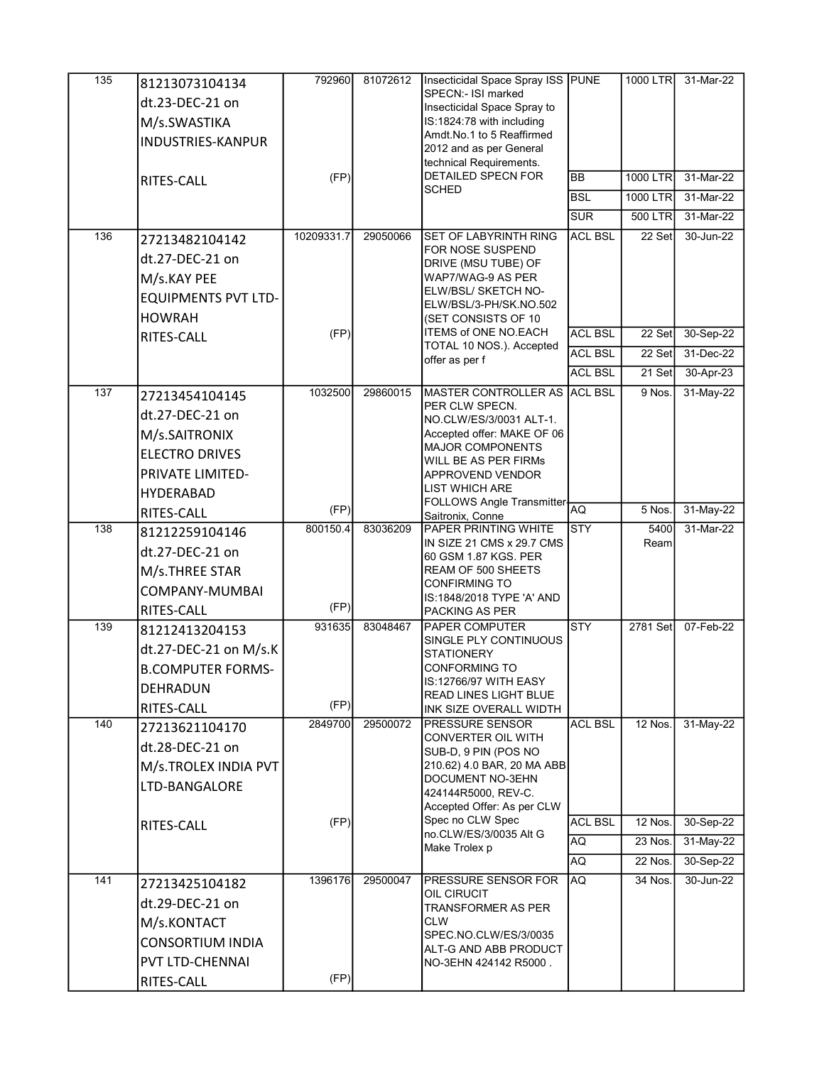| 135 | 81213073104134 dt.23-DEC-21 on M/s.SWASTIKA INDUSTRIES-KANPUR RITES-CALL | 792960 (FP) | 81072612 | Insecticidal Space Spray ISS SPECN:- ISI marked Insecticidal Space Spray to IS:1824:78 with including Amdt.No.1 to 5 Reaffirmed 2012 and as per General technical Requirements. DETAILED SPECN FOR SCHED | PUNE | 1000 LTR | 31-Mar-22 |
|---|---|---|---|---|---|---|---|
| | | | | | BB | 1000 LTR | 31-Mar-22 |
| | | | | | BSL | 1000 LTR | 31-Mar-22 |
| | | | | | SUR | 500 LTR | 31-Mar-22 |
| 136 | 27213482104142 dt.27-DEC-21 on M/s.KAY PEE EQUIPMENTS PVT LTD-HOWRAH RITES-CALL | 10209331.7 (FP) | 29050066 | SET OF LABYRINTH RING FOR NOSE SUSPEND DRIVE (MSU TUBE) OF WAP7/WAG-9 AS PER ELW/BSL/ SKETCH NO-ELW/BSL/3-PH/SK.NO.502 (SET CONSISTS OF 10 ITEMS of ONE NO.EACH TOTAL 10 NOS.). Accepted offer as per f | ACL BSL | 22 Set | 30-Jun-22 |
| | | | | | ACL BSL | 22 Set | 30-Sep-22 |
| | | | | | ACL BSL | 22 Set | 31-Dec-22 |
| | | | | | ACL BSL | 21 Set | 30-Apr-23 |
| 137 | 27213454104145 dt.27-DEC-21 on M/s.SAITRONIX ELECTRO DRIVES PRIVATE LIMITED-HYDERABAD RITES-CALL | 1032500 (FP) | 29860015 | MASTER CONTROLLER AS PER CLW SPECN. NO.CLW/ES/3/0031 ALT-1. Accepted offer: MAKE OF 06 MAJOR COMPONENTS WILL BE AS PER FIRMs APPROVEND VENDOR LIST WHICH ARE FOLLOWS Angle Transmitter-Saitronix, Conne | ACL BSL | 9 Nos. | 31-May-22 |
| | | | | | AQ | 5 Nos. | 31-May-22 |
| 138 | 81212259104146 dt.27-DEC-21 on M/s.THREE STAR COMPANY-MUMBAI RITES-CALL | 800150.4 (FP) | 83036209 | PAPER PRINTING WHITE IN SIZE 21 CMS x 29.7 CMS 60 GSM 1.87 KGS. PER REAM OF 500 SHEETS CONFIRMING TO IS:1848/2018 TYPE 'A' AND PACKING AS PER | STY | 5400 Ream | 31-Mar-22 |
| 139 | 81212413204153 dt.27-DEC-21 on M/s.K B.COMPUTER FORMS-DEHRADUN RITES-CALL | 931635 (FP) | 83048467 | PAPER COMPUTER SINGLE PLY CONTINUOUS STATIONERY CONFORMING TO IS:12766/97 WITH EASY READ LINES LIGHT BLUE INK SIZE OVERALL WIDTH | STY | 2781 Set | 07-Feb-22 |
| 140 | 27213621104170 dt.28-DEC-21 on M/s.TROLEX INDIA PVT LTD-BANGALORE RITES-CALL | 2849700 (FP) | 29500072 | PRESSURE SENSOR CONVERTER OIL WITH SUB-D, 9 PIN (POS NO 210.62) 4.0 BAR, 20 MA ABB DOCUMENT NO-3EHN 424144R5000, REV-C. Accepted Offer: As per CLW Spec no CLW Spec no.CLW/ES/3/0035 Alt G Make Trolex p | ACL BSL | 12 Nos. | 31-May-22 |
| | | | | | ACL BSL | 12 Nos. | 30-Sep-22 |
| | | | | | AQ | 23 Nos. | 31-May-22 |
| | | | | | AQ | 22 Nos. | 30-Sep-22 |
| 141 | 27213425104182 dt.29-DEC-21 on M/s.KONTACT CONSORTIUM INDIA PVT LTD-CHENNAI RITES-CALL | 1396176 (FP) | 29500047 | PRESSURE SENSOR FOR OIL CIRUCIT TRANSFORMER AS PER CLW SPEC.NO.CLW/ES/3/0035 ALT-G AND ABB PRODUCT NO-3EHN 424142 R5000 . | AQ | 34 Nos. | 30-Jun-22 |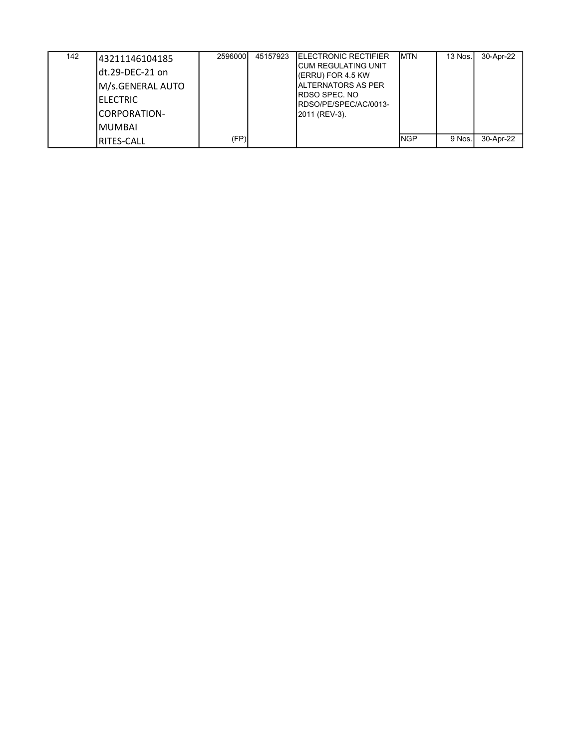| | | | | | | | |
|---|---|---|---|---|---|---|---|
| 142 | 43211146104185 dt.29-DEC-21 on M/s.GENERAL AUTO ELECTRIC CORPORATION-MUMBAI RITES-CALL | 2596000 (FP) | 45157923 | ELECTRONIC RECTIFIER CUM REGULATING UNIT (ERRU) FOR 4.5 KW ALTERNATORS AS PER RDSO SPEC. NO RDSO/PE/SPEC/AC/0013-2011 (REV-3). | MTN | 13 Nos. | 30-Apr-22 |
| | | | | | NGP | 9 Nos. | 30-Apr-22 |